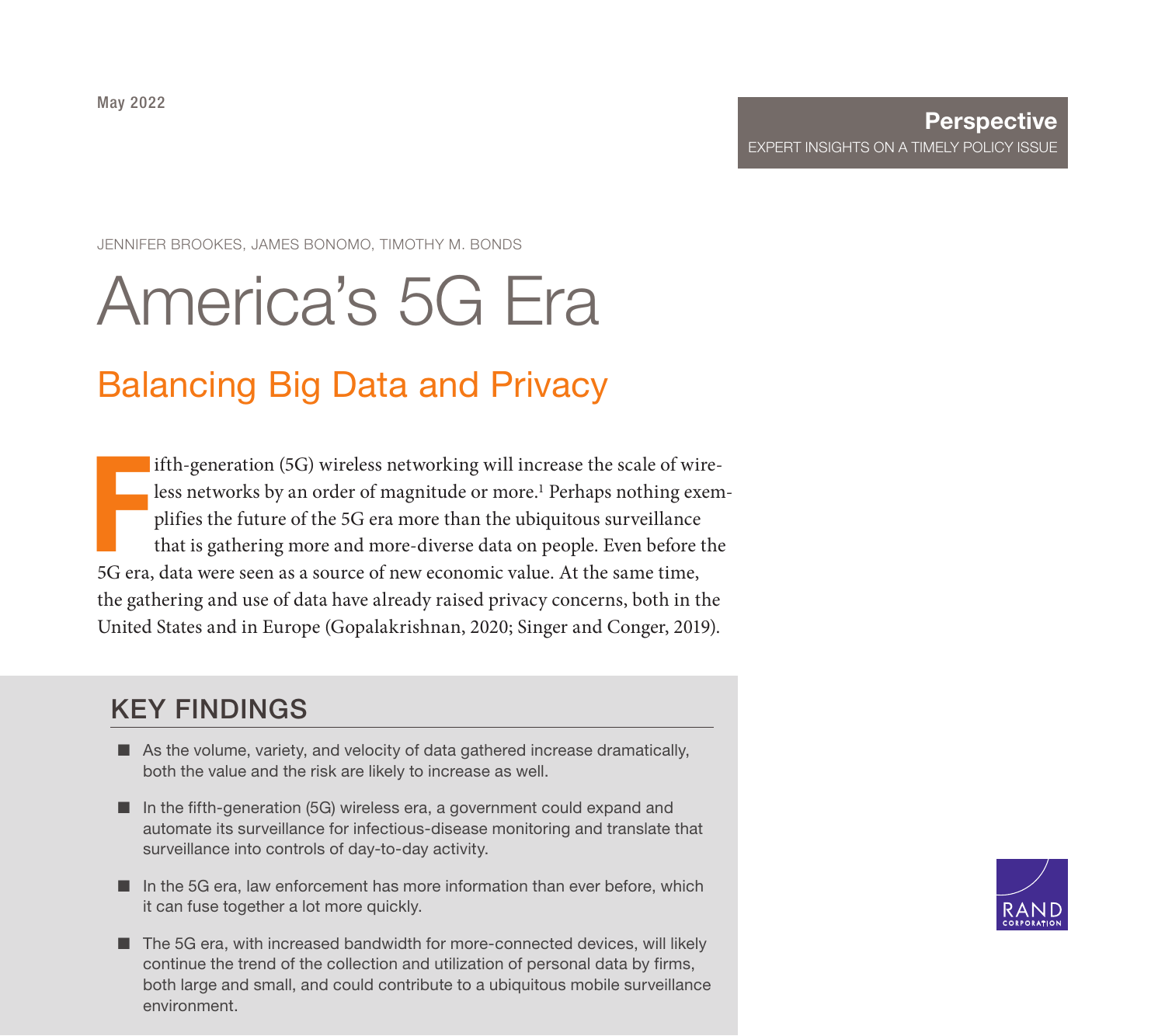May 2022

**Perspective**

EXPERT INSIGHTS ON A TIMELY POLICY ISSUE

JENNIFER BROOKES, JAMES BONOMO, TIMOTHY M. BONDS

# America's 5G Era

## Balancing Big Data and Privacy

Fifth-generation (5G) wireless networking will increase the scale of wireless networks by an order of magnitude or more.[1] Perhaps nothing exemplifies the future of the 5G era more than the ubiquitous surveillance that is gathering more and more-diverse data on people. Even before the 5G era, data were seen as a source of new economic value. At the same time, the gathering and use of data have already raised privacy concerns, both in the United States and in Europe (Gopalakrishnan, 2020; Singer and Conger, 2019).

## KEY FINDINGS

- As the volume, variety, and velocity of data gathered increase dramatically, both the value and the risk are likely to increase as well.
- In the fifth-generation (5G) wireless era, a government could expand and automate its surveillance for infectious-disease monitoring and translate that surveillance into controls of day-to-day activity.
- In the 5G era, law enforcement has more information than ever before, which it can fuse together a lot more quickly.
- The 5G era, with increased bandwidth for more-connected devices, will likely continue the trend of the collection and utilization of personal data by firms, both large and small, and could contribute to a ubiquitous mobile surveillance environment.

RAND CORPORATION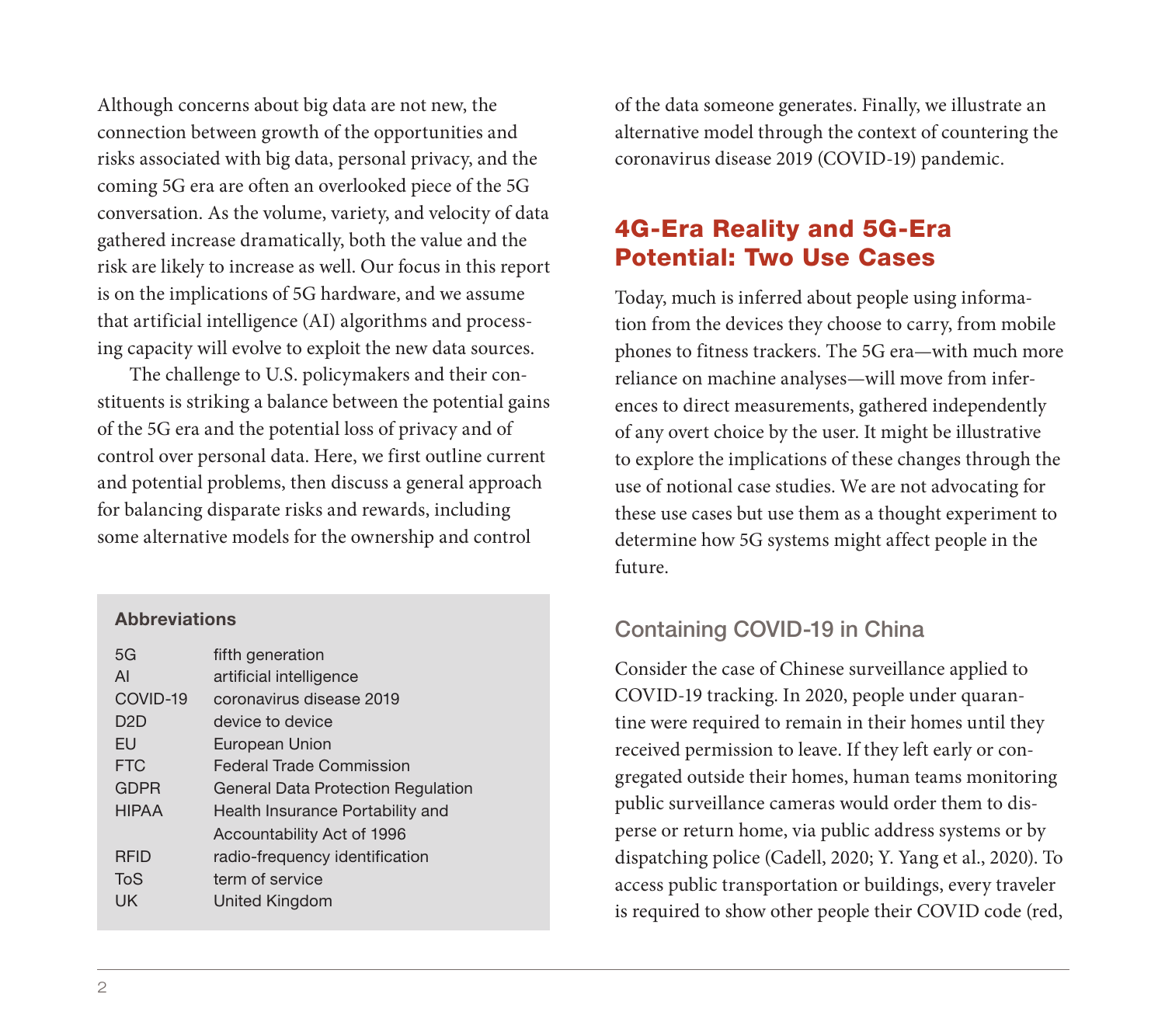Although concerns about big data are not new, the connection between growth of the opportunities and risks associated with big data, personal privacy, and the coming 5G era are often an overlooked piece of the 5G conversation. As the volume, variety, and velocity of data gathered increase dramatically, both the value and the risk are likely to increase as well. Our focus in this report is on the implications of 5G hardware, and we assume that artificial intelligence (AI) algorithms and processing capacity will evolve to exploit the new data sources.

The challenge to U.S. policymakers and their constituents is striking a balance between the potential gains of the 5G era and the potential loss of privacy and of control over personal data. Here, we first outline current and potential problems, then discuss a general approach for balancing disparate risks and rewards, including some alternative models for the ownership and control of the data someone generates. Finally, we illustrate an alternative model through the context of countering the coronavirus disease 2019 (COVID-19) pandemic.

**Abbreviations**

| | |
|---|---|
| 5G | fifth generation |
| AI | artificial intelligence |
| COVID-19 | coronavirus disease 2019 |
| D2D | device to device |
| EU | European Union |
| FTC | Federal Trade Commission |
| GDPR | General Data Protection Regulation |
| HIPAA | Health Insurance Portability and Accountability Act of 1996 |
| RFID | radio-frequency identification |
| ToS | term of service |
| UK | United Kingdom |

## 4G-Era Reality and 5G-Era Potential: Two Use Cases

Today, much is inferred about people using information from the devices they choose to carry, from mobile phones to fitness trackers. The 5G era—with much more reliance on machine analyses—will move from inferences to direct measurements, gathered independently of any overt choice by the user. It might be illustrative to explore the implications of these changes through the use of notional case studies. We are not advocating for these use cases but use them as a thought experiment to determine how 5G systems might affect people in the future.

### Containing COVID-19 in China

Consider the case of Chinese surveillance applied to COVID-19 tracking. In 2020, people under quarantine were required to remain in their homes until they received permission to leave. If they left early or congregated outside their homes, human teams monitoring public surveillance cameras would order them to disperse or return home, via public address systems or by dispatching police (Cadell, 2020; Y. Yang et al., 2020). To access public transportation or buildings, every traveler is required to show other people their COVID code (red,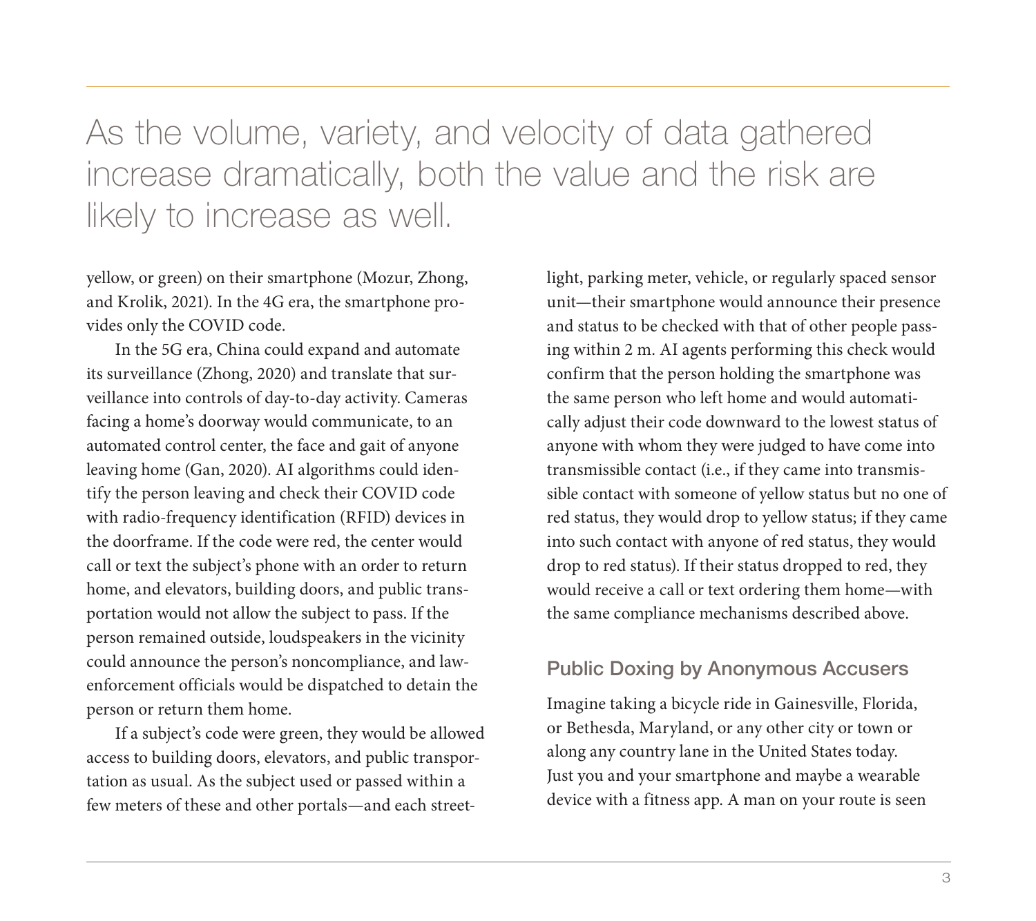> As the volume, variety, and velocity of data gathered increase dramatically, both the value and the risk are likely to increase as well.

yellow, or green) on their smartphone (Mozur, Zhong, and Krolik, 2021). In the 4G era, the smartphone provides only the COVID code.

In the 5G era, China could expand and automate its surveillance (Zhong, 2020) and translate that surveillance into controls of day-to-day activity. Cameras facing a home's doorway would communicate, to an automated control center, the face and gait of anyone leaving home (Gan, 2020). AI algorithms could identify the person leaving and check their COVID code with radio-frequency identification (RFID) devices in the doorframe. If the code were red, the center would call or text the subject's phone with an order to return home, and elevators, building doors, and public transportation would not allow the subject to pass. If the person remained outside, loudspeakers in the vicinity could announce the person's noncompliance, and law-enforcement officials would be dispatched to detain the person or return them home.

If a subject's code were green, they would be allowed access to building doors, elevators, and public transportation as usual. As the subject used or passed within a few meters of these and other portals—and each streetlight, parking meter, vehicle, or regularly spaced sensor unit—their smartphone would announce their presence and status to be checked with that of other people passing within 2 m. AI agents performing this check would confirm that the person holding the smartphone was the same person who left home and would automatically adjust their code downward to the lowest status of anyone with whom they were judged to have come into transmissible contact (i.e., if they came into transmissible contact with someone of yellow status but no one of red status, they would drop to yellow status; if they came into such contact with anyone of red status, they would drop to red status). If their status dropped to red, they would receive a call or text ordering them home—with the same compliance mechanisms described above.

### Public Doxing by Anonymous Accusers

Imagine taking a bicycle ride in Gainesville, Florida, or Bethesda, Maryland, or any other city or town or along any country lane in the United States today. Just you and your smartphone and maybe a wearable device with a fitness app. A man on your route is seen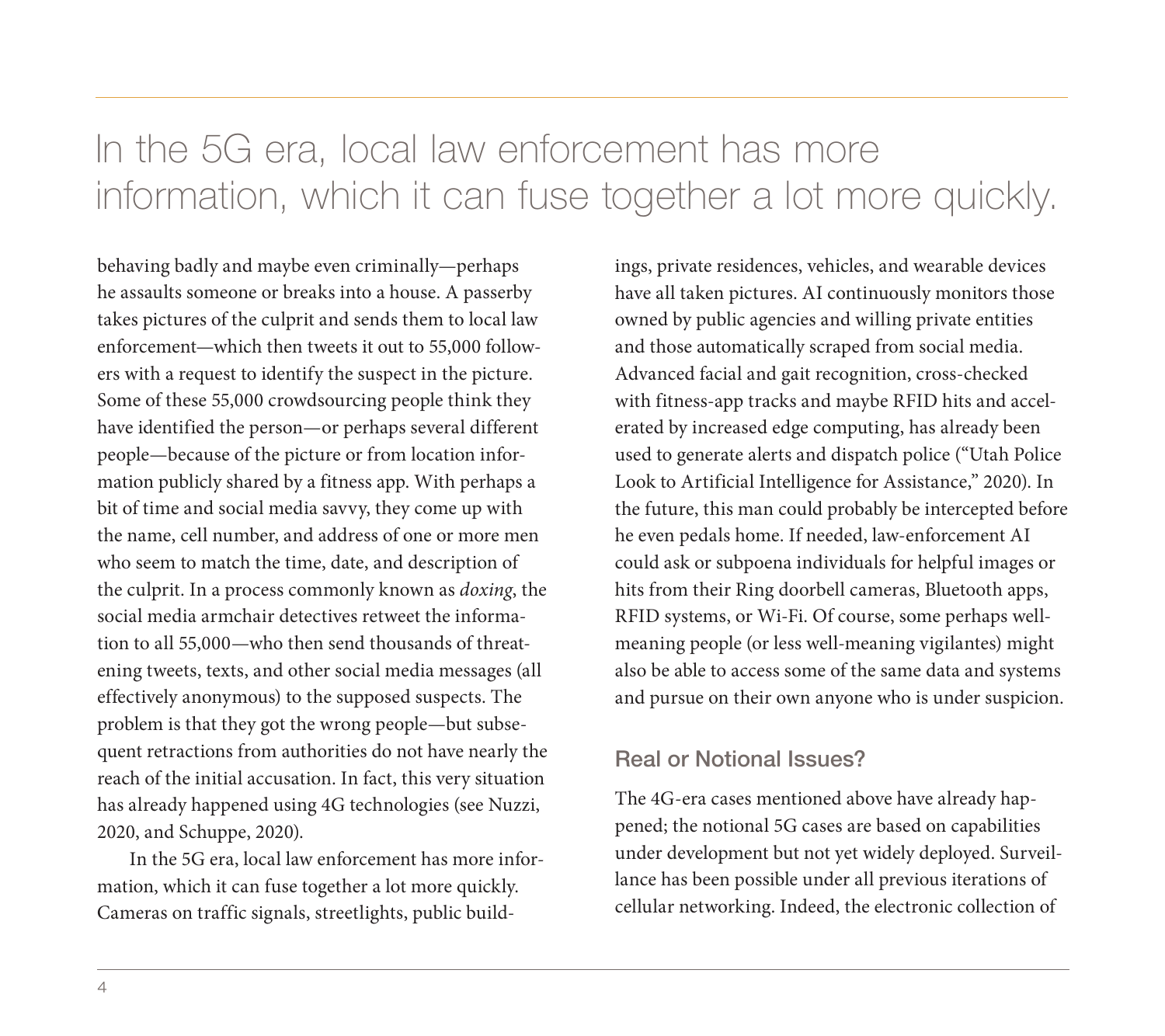> In the 5G era, local law enforcement has more information, which it can fuse together a lot more quickly.

behaving badly and maybe even criminally—perhaps he assaults someone or breaks into a house. A passerby takes pictures of the culprit and sends them to local law enforcement—which then tweets it out to 55,000 followers with a request to identify the suspect in the picture. Some of these 55,000 crowdsourcing people think they have identified the person—or perhaps several different people—because of the picture or from location information publicly shared by a fitness app. With perhaps a bit of time and social media savvy, they come up with the name, cell number, and address of one or more men who seem to match the time, date, and description of the culprit. In a process commonly known as *doxing*, the social media armchair detectives retweet the information to all 55,000—who then send thousands of threatening tweets, texts, and other social media messages (all effectively anonymous) to the supposed suspects. The problem is that they got the wrong people—but subsequent retractions from authorities do not have nearly the reach of the initial accusation. In fact, this very situation has already happened using 4G technologies (see Nuzzi, 2020, and Schuppe, 2020).

In the 5G era, local law enforcement has more information, which it can fuse together a lot more quickly. Cameras on traffic signals, streetlights, public buildings, private residences, vehicles, and wearable devices have all taken pictures. AI continuously monitors those owned by public agencies and willing private entities and those automatically scraped from social media. Advanced facial and gait recognition, cross-checked with fitness-app tracks and maybe RFID hits and accelerated by increased edge computing, has already been used to generate alerts and dispatch police ("Utah Police Look to Artificial Intelligence for Assistance," 2020). In the future, this man could probably be intercepted before he even pedals home. If needed, law-enforcement AI could ask or subpoena individuals for helpful images or hits from their Ring doorbell cameras, Bluetooth apps, RFID systems, or Wi-Fi. Of course, some perhaps well-meaning people (or less well-meaning vigilantes) might also be able to access some of the same data and systems and pursue on their own anyone who is under suspicion.

## Real or Notional Issues?

The 4G-era cases mentioned above have already happened; the notional 5G cases are based on capabilities under development but not yet widely deployed. Surveillance has been possible under all previous iterations of cellular networking. Indeed, the electronic collection of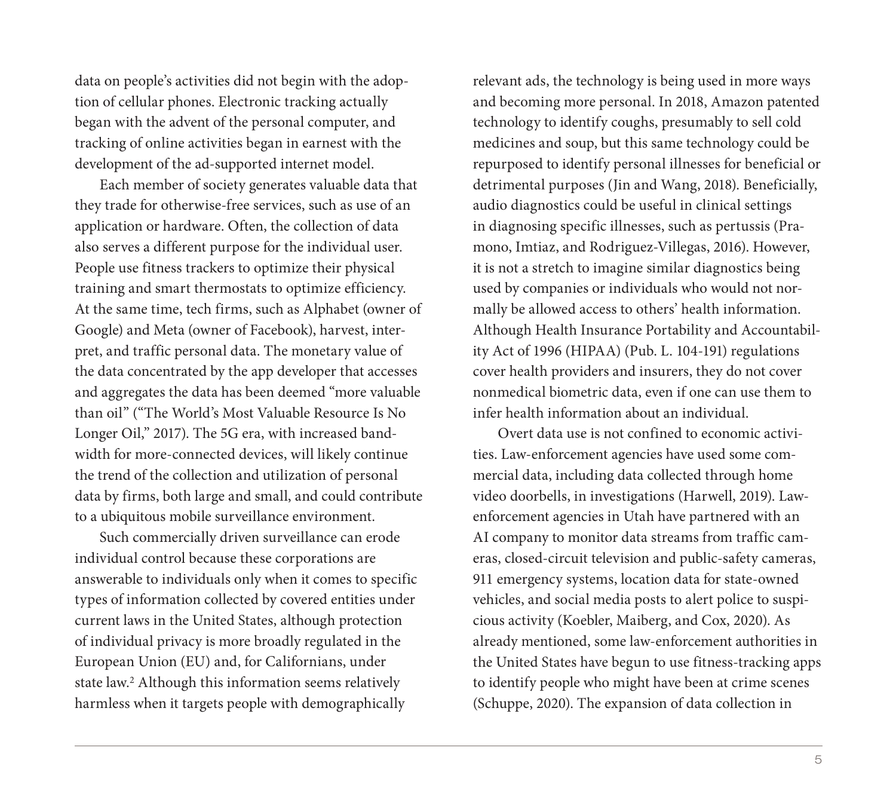data on people's activities did not begin with the adoption of cellular phones. Electronic tracking actually began with the advent of the personal computer, and tracking of online activities began in earnest with the development of the ad-supported internet model.

Each member of society generates valuable data that they trade for otherwise-free services, such as use of an application or hardware. Often, the collection of data also serves a different purpose for the individual user. People use fitness trackers to optimize their physical training and smart thermostats to optimize efficiency. At the same time, tech firms, such as Alphabet (owner of Google) and Meta (owner of Facebook), harvest, interpret, and traffic personal data. The monetary value of the data concentrated by the app developer that accesses and aggregates the data has been deemed "more valuable than oil" ("The World's Most Valuable Resource Is No Longer Oil," 2017). The 5G era, with increased bandwidth for more-connected devices, will likely continue the trend of the collection and utilization of personal data by firms, both large and small, and could contribute to a ubiquitous mobile surveillance environment.

Such commercially driven surveillance can erode individual control because these corporations are answerable to individuals only when it comes to specific types of information collected by covered entities under current laws in the United States, although protection of individual privacy is more broadly regulated in the European Union (EU) and, for Californians, under state law.[2] Although this information seems relatively harmless when it targets people with demographically relevant ads, the technology is being used in more ways and becoming more personal. In 2018, Amazon patented technology to identify coughs, presumably to sell cold medicines and soup, but this same technology could be repurposed to identify personal illnesses for beneficial or detrimental purposes (Jin and Wang, 2018). Beneficially, audio diagnostics could be useful in clinical settings in diagnosing specific illnesses, such as pertussis (Pramono, Imtiaz, and Rodriguez-Villegas, 2016). However, it is not a stretch to imagine similar diagnostics being used by companies or individuals who would not normally be allowed access to others' health information. Although Health Insurance Portability and Accountability Act of 1996 (HIPAA) (Pub. L. 104-191) regulations cover health providers and insurers, they do not cover nonmedical biometric data, even if one can use them to infer health information about an individual.

Overt data use is not confined to economic activities. Law-enforcement agencies have used some commercial data, including data collected through home video doorbells, in investigations (Harwell, 2019). Law-enforcement agencies in Utah have partnered with an AI company to monitor data streams from traffic cameras, closed-circuit television and public-safety cameras, 911 emergency systems, location data for state-owned vehicles, and social media posts to alert police to suspicious activity (Koebler, Maiberg, and Cox, 2020). As already mentioned, some law-enforcement authorities in the United States have begun to use fitness-tracking apps to identify people who might have been at crime scenes (Schuppe, 2020). The expansion of data collection in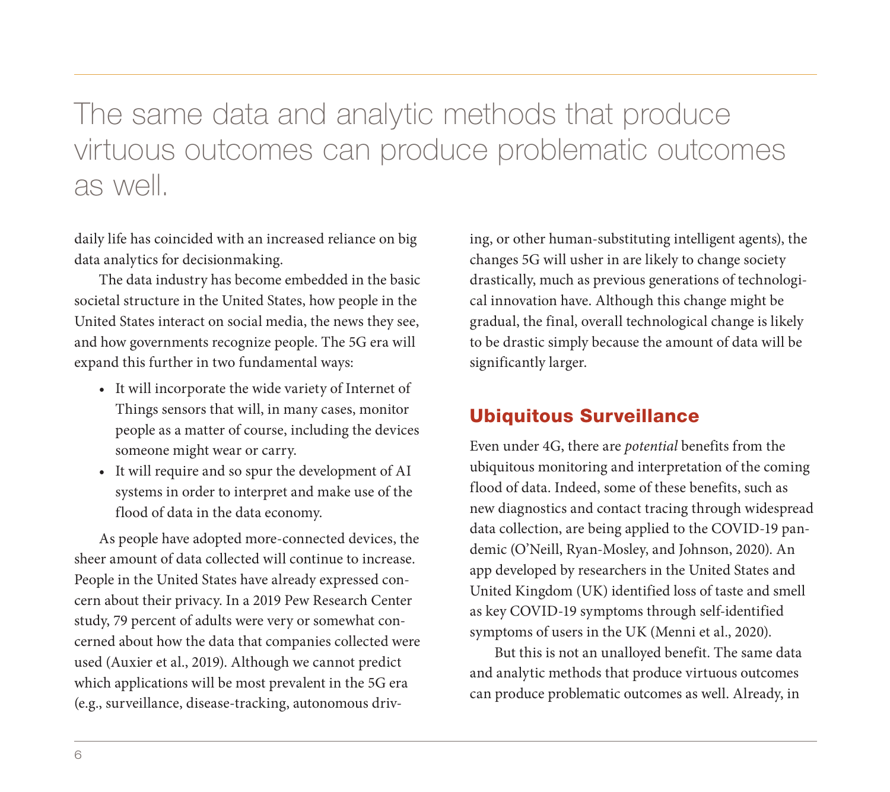> The same data and analytic methods that produce virtuous outcomes can produce problematic outcomes as well.

daily life has coincided with an increased reliance on big data analytics for decisionmaking.

The data industry has become embedded in the basic societal structure in the United States, how people in the United States interact on social media, the news they see, and how governments recognize people. The 5G era will expand this further in two fundamental ways:

- It will incorporate the wide variety of Internet of Things sensors that will, in many cases, monitor people as a matter of course, including the devices someone might wear or carry.
- It will require and so spur the development of AI systems in order to interpret and make use of the flood of data in the data economy.

As people have adopted more-connected devices, the sheer amount of data collected will continue to increase. People in the United States have already expressed concern about their privacy. In a 2019 Pew Research Center study, 79 percent of adults were very or somewhat concerned about how the data that companies collected were used (Auxier et al., 2019). Although we cannot predict which applications will be most prevalent in the 5G era (e.g., surveillance, disease-tracking, autonomous driving, or other human-substituting intelligent agents), the changes 5G will usher in are likely to change society drastically, much as previous generations of technological innovation have. Although this change might be gradual, the final, overall technological change is likely to be drastic simply because the amount of data will be significantly larger.

## Ubiquitous Surveillance

Even under 4G, there are *potential* benefits from the ubiquitous monitoring and interpretation of the coming flood of data. Indeed, some of these benefits, such as new diagnostics and contact tracing through widespread data collection, are being applied to the COVID-19 pandemic (O'Neill, Ryan-Mosley, and Johnson, 2020). An app developed by researchers in the United States and United Kingdom (UK) identified loss of taste and smell as key COVID-19 symptoms through self-identified symptoms of users in the UK (Menni et al., 2020).

But this is not an unalloyed benefit. The same data and analytic methods that produce virtuous outcomes can produce problematic outcomes as well. Already, in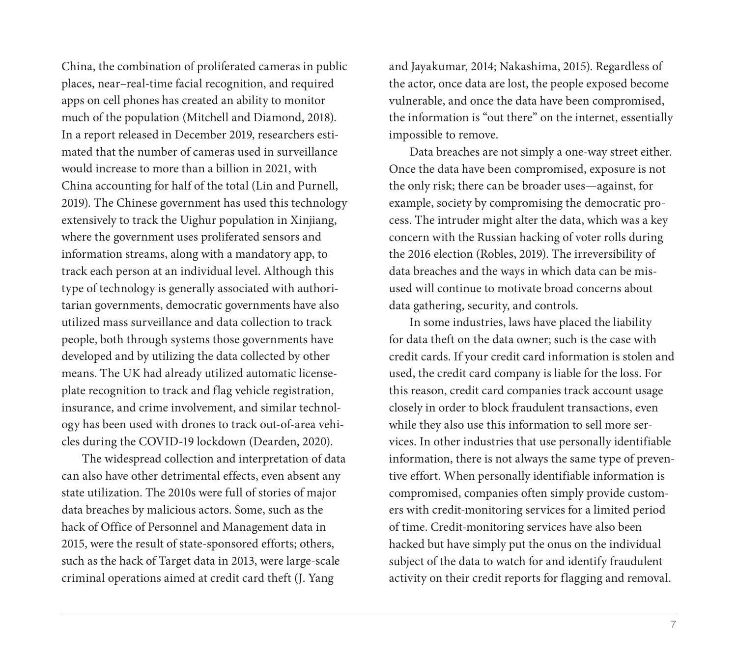China, the combination of proliferated cameras in public places, near–real-time facial recognition, and required apps on cell phones has created an ability to monitor much of the population (Mitchell and Diamond, 2018). In a report released in December 2019, researchers estimated that the number of cameras used in surveillance would increase to more than a billion in 2021, with China accounting for half of the total (Lin and Purnell, 2019). The Chinese government has used this technology extensively to track the Uighur population in Xinjiang, where the government uses proliferated sensors and information streams, along with a mandatory app, to track each person at an individual level. Although this type of technology is generally associated with authoritarian governments, democratic governments have also utilized mass surveillance and data collection to track people, both through systems those governments have developed and by utilizing the data collected by other means. The UK had already utilized automatic license-plate recognition to track and flag vehicle registration, insurance, and crime involvement, and similar technology has been used with drones to track out-of-area vehicles during the COVID-19 lockdown (Dearden, 2020).

The widespread collection and interpretation of data can also have other detrimental effects, even absent any state utilization. The 2010s were full of stories of major data breaches by malicious actors. Some, such as the hack of Office of Personnel and Management data in 2015, were the result of state-sponsored efforts; others, such as the hack of Target data in 2013, were large-scale criminal operations aimed at credit card theft (J. Yang and Jayakumar, 2014; Nakashima, 2015). Regardless of the actor, once data are lost, the people exposed become vulnerable, and once the data have been compromised, the information is "out there" on the internet, essentially impossible to remove.

Data breaches are not simply a one-way street either. Once the data have been compromised, exposure is not the only risk; there can be broader uses—against, for example, society by compromising the democratic process. The intruder might alter the data, which was a key concern with the Russian hacking of voter rolls during the 2016 election (Robles, 2019). The irreversibility of data breaches and the ways in which data can be misused will continue to motivate broad concerns about data gathering, security, and controls.

In some industries, laws have placed the liability for data theft on the data owner; such is the case with credit cards. If your credit card information is stolen and used, the credit card company is liable for the loss. For this reason, credit card companies track account usage closely in order to block fraudulent transactions, even while they also use this information to sell more services. In other industries that use personally identifiable information, there is not always the same type of preventive effort. When personally identifiable information is compromised, companies often simply provide customers with credit-monitoring services for a limited period of time. Credit-monitoring services have also been hacked but have simply put the onus on the individual subject of the data to watch for and identify fraudulent activity on their credit reports for flagging and removal.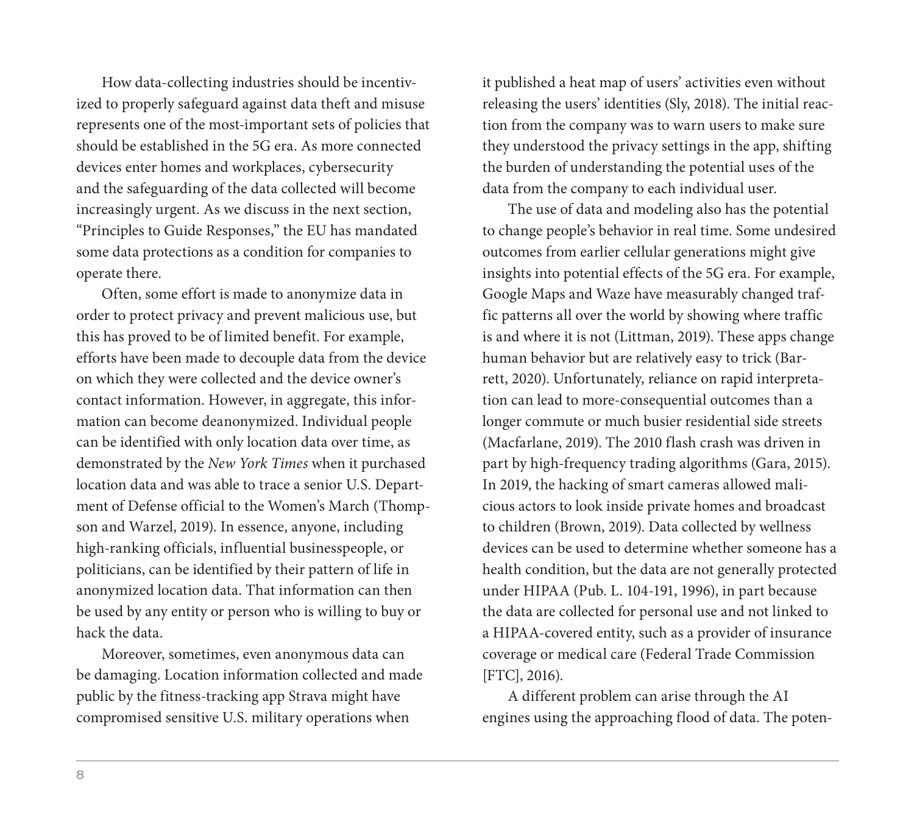How data-collecting industries should be incentivized to properly safeguard against data theft and misuse represents one of the most-important sets of policies that should be established in the 5G era. As more connected devices enter homes and workplaces, cybersecurity and the safeguarding of the data collected will become increasingly urgent. As we discuss in the next section, "Principles to Guide Responses," the EU has mandated some data protections as a condition for companies to operate there.

Often, some effort is made to anonymize data in order to protect privacy and prevent malicious use, but this has proved to be of limited benefit. For example, efforts have been made to decouple data from the device on which they were collected and the device owner's contact information. However, in aggregate, this information can become deanonymized. Individual people can be identified with only location data over time, as demonstrated by the *New York Times* when it purchased location data and was able to trace a senior U.S. Department of Defense official to the Women's March (Thompson and Warzel, 2019). In essence, anyone, including high-ranking officials, influential businesspeople, or politicians, can be identified by their pattern of life in anonymized location data. That information can then be used by any entity or person who is willing to buy or hack the data.

Moreover, sometimes, even anonymous data can be damaging. Location information collected and made public by the fitness-tracking app Strava might have compromised sensitive U.S. military operations when it published a heat map of users' activities even without releasing the users' identities (Sly, 2018). The initial reaction from the company was to warn users to make sure they understood the privacy settings in the app, shifting the burden of understanding the potential uses of the data from the company to each individual user.

The use of data and modeling also has the potential to change people's behavior in real time. Some undesired outcomes from earlier cellular generations might give insights into potential effects of the 5G era. For example, Google Maps and Waze have measurably changed traffic patterns all over the world by showing where traffic is and where it is not (Littman, 2019). These apps change human behavior but are relatively easy to trick (Barrett, 2020). Unfortunately, reliance on rapid interpretation can lead to more-consequential outcomes than a longer commute or much busier residential side streets (Macfarlane, 2019). The 2010 flash crash was driven in part by high-frequency trading algorithms (Gara, 2015). In 2019, the hacking of smart cameras allowed malicious actors to look inside private homes and broadcast to children (Brown, 2019). Data collected by wellness devices can be used to determine whether someone has a health condition, but the data are not generally protected under HIPAA (Pub. L. 104-191, 1996), in part because the data are collected for personal use and not linked to a HIPAA-covered entity, such as a provider of insurance coverage or medical care (Federal Trade Commission [FTC], 2016).

A different problem can arise through the AI engines using the approaching flood of data. The poten-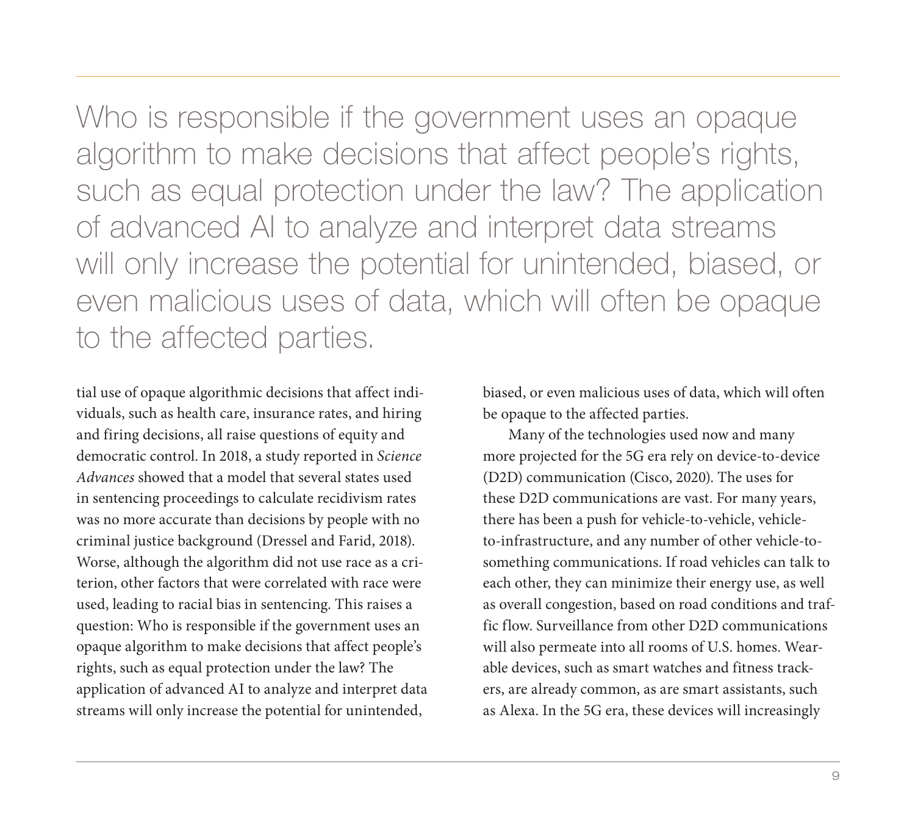> Who is responsible if the government uses an opaque algorithm to make decisions that affect people's rights, such as equal protection under the law? The application of advanced AI to analyze and interpret data streams will only increase the potential for unintended, biased, or even malicious uses of data, which will often be opaque to the affected parties.

tial use of opaque algorithmic decisions that affect individuals, such as health care, insurance rates, and hiring and firing decisions, all raise questions of equity and democratic control. In 2018, a study reported in *Science Advances* showed that a model that several states used in sentencing proceedings to calculate recidivism rates was no more accurate than decisions by people with no criminal justice background (Dressel and Farid, 2018). Worse, although the algorithm did not use race as a criterion, other factors that were correlated with race were used, leading to racial bias in sentencing. This raises a question: Who is responsible if the government uses an opaque algorithm to make decisions that affect people's rights, such as equal protection under the law? The application of advanced AI to analyze and interpret data streams will only increase the potential for unintended, biased, or even malicious uses of data, which will often be opaque to the affected parties.

Many of the technologies used now and many more projected for the 5G era rely on device-to-device (D2D) communication (Cisco, 2020). The uses for these D2D communications are vast. For many years, there has been a push for vehicle-to-vehicle, vehicle-to-infrastructure, and any number of other vehicle-to-something communications. If road vehicles can talk to each other, they can minimize their energy use, as well as overall congestion, based on road conditions and traffic flow. Surveillance from other D2D communications will also permeate into all rooms of U.S. homes. Wearable devices, such as smart watches and fitness trackers, are already common, as are smart assistants, such as Alexa. In the 5G era, these devices will increasingly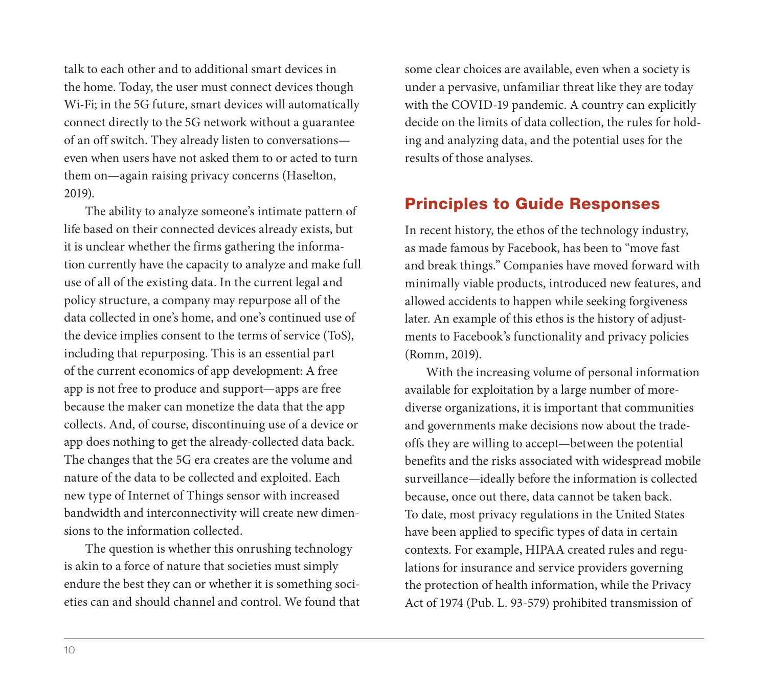talk to each other and to additional smart devices in the home. Today, the user must connect devices though Wi-Fi; in the 5G future, smart devices will automatically connect directly to the 5G network without a guarantee of an off switch. They already listen to conversations—even when users have not asked them to or acted to turn them on—again raising privacy concerns (Haselton, 2019).

The ability to analyze someone's intimate pattern of life based on their connected devices already exists, but it is unclear whether the firms gathering the information currently have the capacity to analyze and make full use of all of the existing data. In the current legal and policy structure, a company may repurpose all of the data collected in one's home, and one's continued use of the device implies consent to the terms of service (ToS), including that repurposing. This is an essential part of the current economics of app development: A free app is not free to produce and support—apps are free because the maker can monetize the data that the app collects. And, of course, discontinuing use of a device or app does nothing to get the already-collected data back. The changes that the 5G era creates are the volume and nature of the data to be collected and exploited. Each new type of Internet of Things sensor with increased bandwidth and interconnectivity will create new dimensions to the information collected.

The question is whether this onrushing technology is akin to a force of nature that societies must simply endure the best they can or whether it is something societies can and should channel and control. We found that some clear choices are available, even when a society is under a pervasive, unfamiliar threat like they are today with the COVID-19 pandemic. A country can explicitly decide on the limits of data collection, the rules for holding and analyzing data, and the potential uses for the results of those analyses.

## Principles to Guide Responses

In recent history, the ethos of the technology industry, as made famous by Facebook, has been to "move fast and break things." Companies have moved forward with minimally viable products, introduced new features, and allowed accidents to happen while seeking forgiveness later. An example of this ethos is the history of adjustments to Facebook's functionality and privacy policies (Romm, 2019).

With the increasing volume of personal information available for exploitation by a large number of more-diverse organizations, it is important that communities and governments make decisions now about the tradeoffs they are willing to accept—between the potential benefits and the risks associated with widespread mobile surveillance—ideally before the information is collected because, once out there, data cannot be taken back. To date, most privacy regulations in the United States have been applied to specific types of data in certain contexts. For example, HIPAA created rules and regulations for insurance and service providers governing the protection of health information, while the Privacy Act of 1974 (Pub. L. 93-579) prohibited transmission of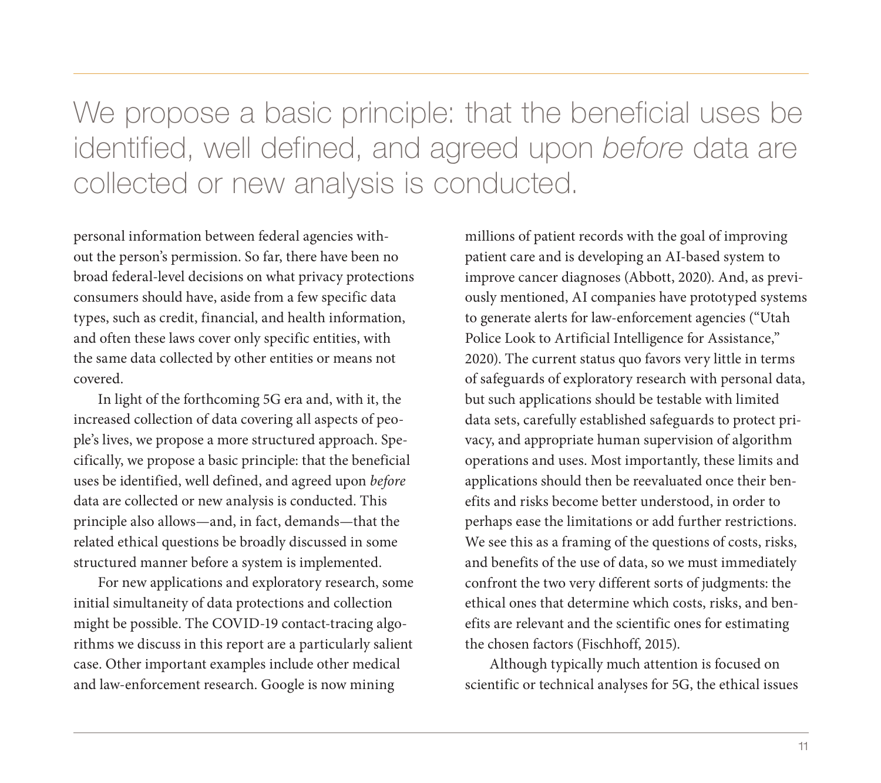> We propose a basic principle: that the beneficial uses be identified, well defined, and agreed upon *before* data are collected or new analysis is conducted.

personal information between federal agencies without the person's permission. So far, there have been no broad federal-level decisions on what privacy protections consumers should have, aside from a few specific data types, such as credit, financial, and health information, and often these laws cover only specific entities, with the same data collected by other entities or means not covered.

In light of the forthcoming 5G era and, with it, the increased collection of data covering all aspects of people's lives, we propose a more structured approach. Specifically, we propose a basic principle: that the beneficial uses be identified, well defined, and agreed upon *before* data are collected or new analysis is conducted. This principle also allows—and, in fact, demands—that the related ethical questions be broadly discussed in some structured manner before a system is implemented.

For new applications and exploratory research, some initial simultaneity of data protections and collection might be possible. The COVID-19 contact-tracing algorithms we discuss in this report are a particularly salient case. Other important examples include other medical and law-enforcement research. Google is now mining millions of patient records with the goal of improving patient care and is developing an AI-based system to improve cancer diagnoses (Abbott, 2020). And, as previously mentioned, AI companies have prototyped systems to generate alerts for law-enforcement agencies ("Utah Police Look to Artificial Intelligence for Assistance," 2020). The current status quo favors very little in terms of safeguards of exploratory research with personal data, but such applications should be testable with limited data sets, carefully established safeguards to protect privacy, and appropriate human supervision of algorithm operations and uses. Most importantly, these limits and applications should then be reevaluated once their benefits and risks become better understood, in order to perhaps ease the limitations or add further restrictions. We see this as a framing of the questions of costs, risks, and benefits of the use of data, so we must immediately confront the two very different sorts of judgments: the ethical ones that determine which costs, risks, and benefits are relevant and the scientific ones for estimating the chosen factors (Fischhoff, 2015).

Although typically much attention is focused on scientific or technical analyses for 5G, the ethical issues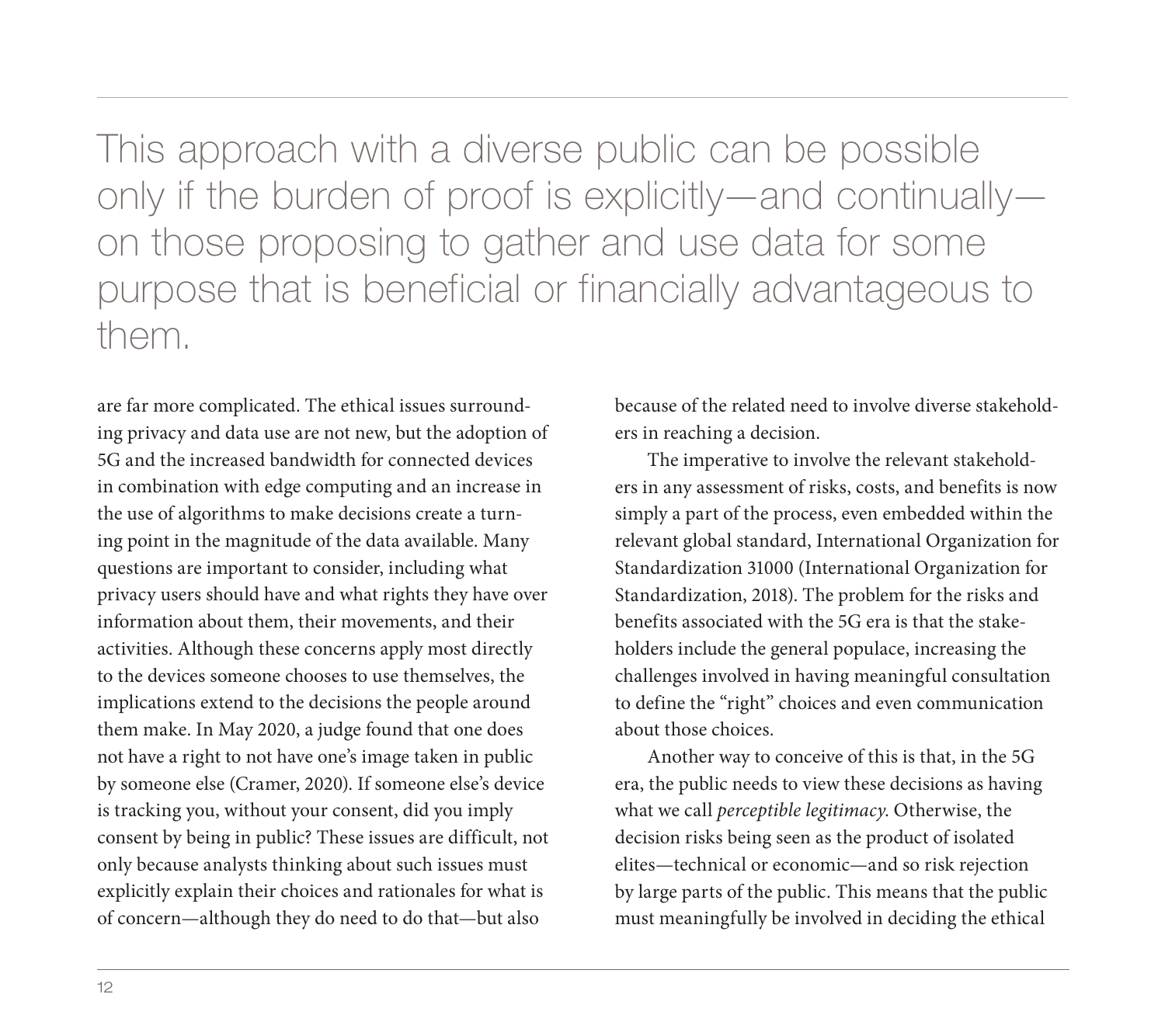> This approach with a diverse public can be possible only if the burden of proof is explicitly—and continually—on those proposing to gather and use data for some purpose that is beneficial or financially advantageous to them.

are far more complicated. The ethical issues surrounding privacy and data use are not new, but the adoption of 5G and the increased bandwidth for connected devices in combination with edge computing and an increase in the use of algorithms to make decisions create a turning point in the magnitude of the data available. Many questions are important to consider, including what privacy users should have and what rights they have over information about them, their movements, and their activities. Although these concerns apply most directly to the devices someone chooses to use themselves, the implications extend to the decisions the people around them make. In May 2020, a judge found that one does not have a right to not have one's image taken in public by someone else (Cramer, 2020). If someone else's device is tracking you, without your consent, did you imply consent by being in public? These issues are difficult, not only because analysts thinking about such issues must explicitly explain their choices and rationales for what is of concern—although they do need to do that—but also because of the related need to involve diverse stakeholders in reaching a decision.

The imperative to involve the relevant stakeholders in any assessment of risks, costs, and benefits is now simply a part of the process, even embedded within the relevant global standard, International Organization for Standardization 31000 (International Organization for Standardization, 2018). The problem for the risks and benefits associated with the 5G era is that the stakeholders include the general populace, increasing the challenges involved in having meaningful consultation to define the "right" choices and even communication about those choices.

Another way to conceive of this is that, in the 5G era, the public needs to view these decisions as having what we call *perceptible legitimacy*. Otherwise, the decision risks being seen as the product of isolated elites—technical or economic—and so risk rejection by large parts of the public. This means that the public must meaningfully be involved in deciding the ethical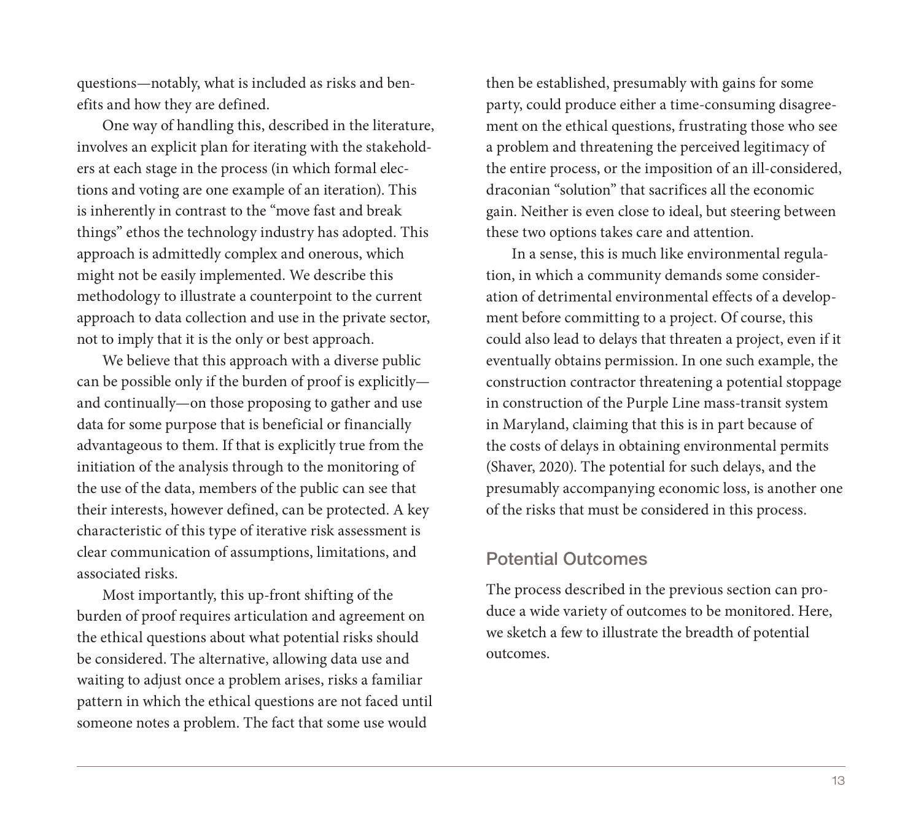questions—notably, what is included as risks and benefits and how they are defined.

One way of handling this, described in the literature, involves an explicit plan for iterating with the stakeholders at each stage in the process (in which formal elections and voting are one example of an iteration). This is inherently in contrast to the "move fast and break things" ethos the technology industry has adopted. This approach is admittedly complex and onerous, which might not be easily implemented. We describe this methodology to illustrate a counterpoint to the current approach to data collection and use in the private sector, not to imply that it is the only or best approach.

We believe that this approach with a diverse public can be possible only if the burden of proof is explicitly—and continually—on those proposing to gather and use data for some purpose that is beneficial or financially advantageous to them. If that is explicitly true from the initiation of the analysis through to the monitoring of the use of the data, members of the public can see that their interests, however defined, can be protected. A key characteristic of this type of iterative risk assessment is clear communication of assumptions, limitations, and associated risks.

Most importantly, this up-front shifting of the burden of proof requires articulation and agreement on the ethical questions about what potential risks should be considered. The alternative, allowing data use and waiting to adjust once a problem arises, risks a familiar pattern in which the ethical questions are not faced until someone notes a problem. The fact that some use would then be established, presumably with gains for some party, could produce either a time-consuming disagreement on the ethical questions, frustrating those who see a problem and threatening the perceived legitimacy of the entire process, or the imposition of an ill-considered, draconian "solution" that sacrifices all the economic gain. Neither is even close to ideal, but steering between these two options takes care and attention.

In a sense, this is much like environmental regulation, in which a community demands some consideration of detrimental environmental effects of a development before committing to a project. Of course, this could also lead to delays that threaten a project, even if it eventually obtains permission. In one such example, the construction contractor threatening a potential stoppage in construction of the Purple Line mass-transit system in Maryland, claiming that this is in part because of the costs of delays in obtaining environmental permits (Shaver, 2020). The potential for such delays, and the presumably accompanying economic loss, is another one of the risks that must be considered in this process.

## Potential Outcomes

The process described in the previous section can produce a wide variety of outcomes to be monitored. Here, we sketch a few to illustrate the breadth of potential outcomes.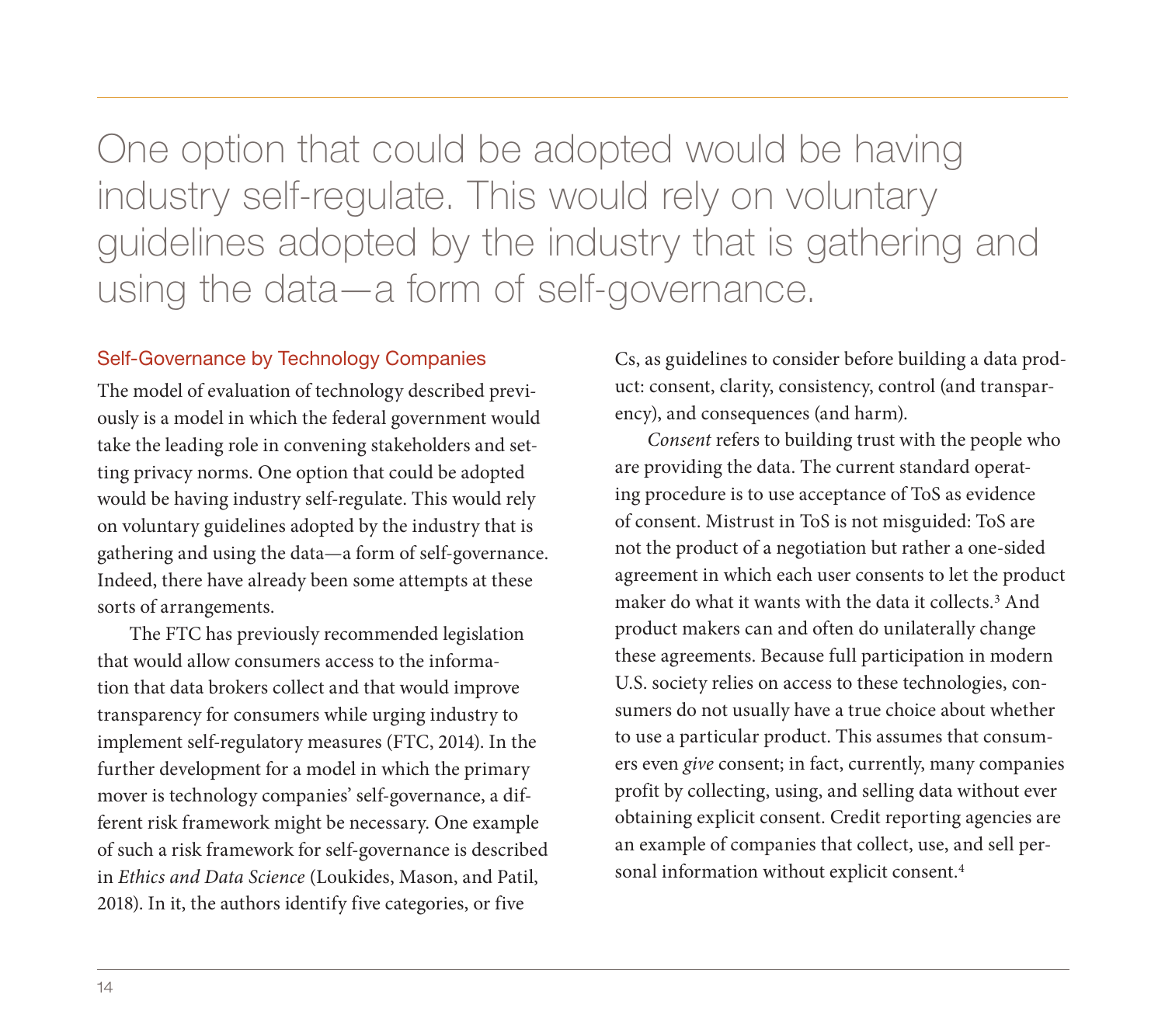> One option that could be adopted would be having industry self-regulate. This would rely on voluntary guidelines adopted by the industry that is gathering and using the data—a form of self-governance.

## Self-Governance by Technology Companies

The model of evaluation of technology described previously is a model in which the federal government would take the leading role in convening stakeholders and setting privacy norms. One option that could be adopted would be having industry self-regulate. This would rely on voluntary guidelines adopted by the industry that is gathering and using the data—a form of self-governance. Indeed, there have already been some attempts at these sorts of arrangements.

The FTC has previously recommended legislation that would allow consumers access to the information that data brokers collect and that would improve transparency for consumers while urging industry to implement self-regulatory measures (FTC, 2014). In the further development for a model in which the primary mover is technology companies' self-governance, a different risk framework might be necessary. One example of such a risk framework for self-governance is described in *Ethics and Data Science* (Loukides, Mason, and Patil, 2018). In it, the authors identify five categories, or five Cs, as guidelines to consider before building a data product: consent, clarity, consistency, control (and transparency), and consequences (and harm).

*Consent* refers to building trust with the people who are providing the data. The current standard operating procedure is to use acceptance of ToS as evidence of consent. Mistrust in ToS is not misguided: ToS are not the product of a negotiation but rather a one-sided agreement in which each user consents to let the product maker do what it wants with the data it collects.[3] And product makers can and often do unilaterally change these agreements. Because full participation in modern U.S. society relies on access to these technologies, consumers do not usually have a true choice about whether to use a particular product. This assumes that consumers even *give* consent; in fact, currently, many companies profit by collecting, using, and selling data without ever obtaining explicit consent. Credit reporting agencies are an example of companies that collect, use, and sell personal information without explicit consent.[4]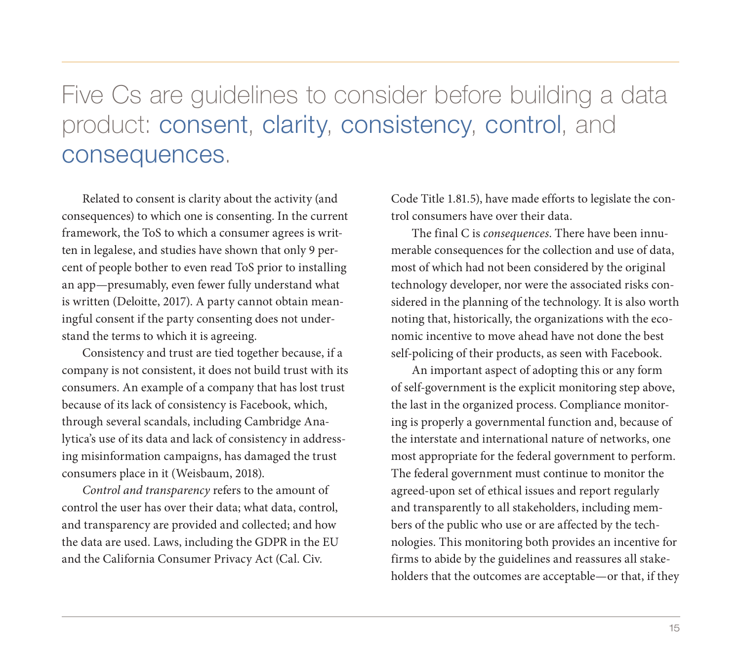> Five Cs are guidelines to consider before building a data product: consent, clarity, consistency, control, and consequences.

Related to consent is clarity about the activity (and consequences) to which one is consenting. In the current framework, the ToS to which a consumer agrees is written in legalese, and studies have shown that only 9 percent of people bother to even read ToS prior to installing an app—presumably, even fewer fully understand what is written (Deloitte, 2017). A party cannot obtain meaningful consent if the party consenting does not understand the terms to which it is agreeing.

Consistency and trust are tied together because, if a company is not consistent, it does not build trust with its consumers. An example of a company that has lost trust because of its lack of consistency is Facebook, which, through several scandals, including Cambridge Analytica's use of its data and lack of consistency in addressing misinformation campaigns, has damaged the trust consumers place in it (Weisbaum, 2018).

*Control and transparency* refers to the amount of control the user has over their data; what data, control, and transparency are provided and collected; and how the data are used. Laws, including the GDPR in the EU and the California Consumer Privacy Act (Cal. Civ. Code Title 1.81.5), have made efforts to legislate the control consumers have over their data.

The final C is *consequences*. There have been innumerable consequences for the collection and use of data, most of which had not been considered by the original technology developer, nor were the associated risks considered in the planning of the technology. It is also worth noting that, historically, the organizations with the economic incentive to move ahead have not done the best self-policing of their products, as seen with Facebook.

An important aspect of adopting this or any form of self-government is the explicit monitoring step above, the last in the organized process. Compliance monitoring is properly a governmental function and, because of the interstate and international nature of networks, one most appropriate for the federal government to perform. The federal government must continue to monitor the agreed-upon set of ethical issues and report regularly and transparently to all stakeholders, including members of the public who use or are affected by the technologies. This monitoring both provides an incentive for firms to abide by the guidelines and reassures all stakeholders that the outcomes are acceptable—or that, if they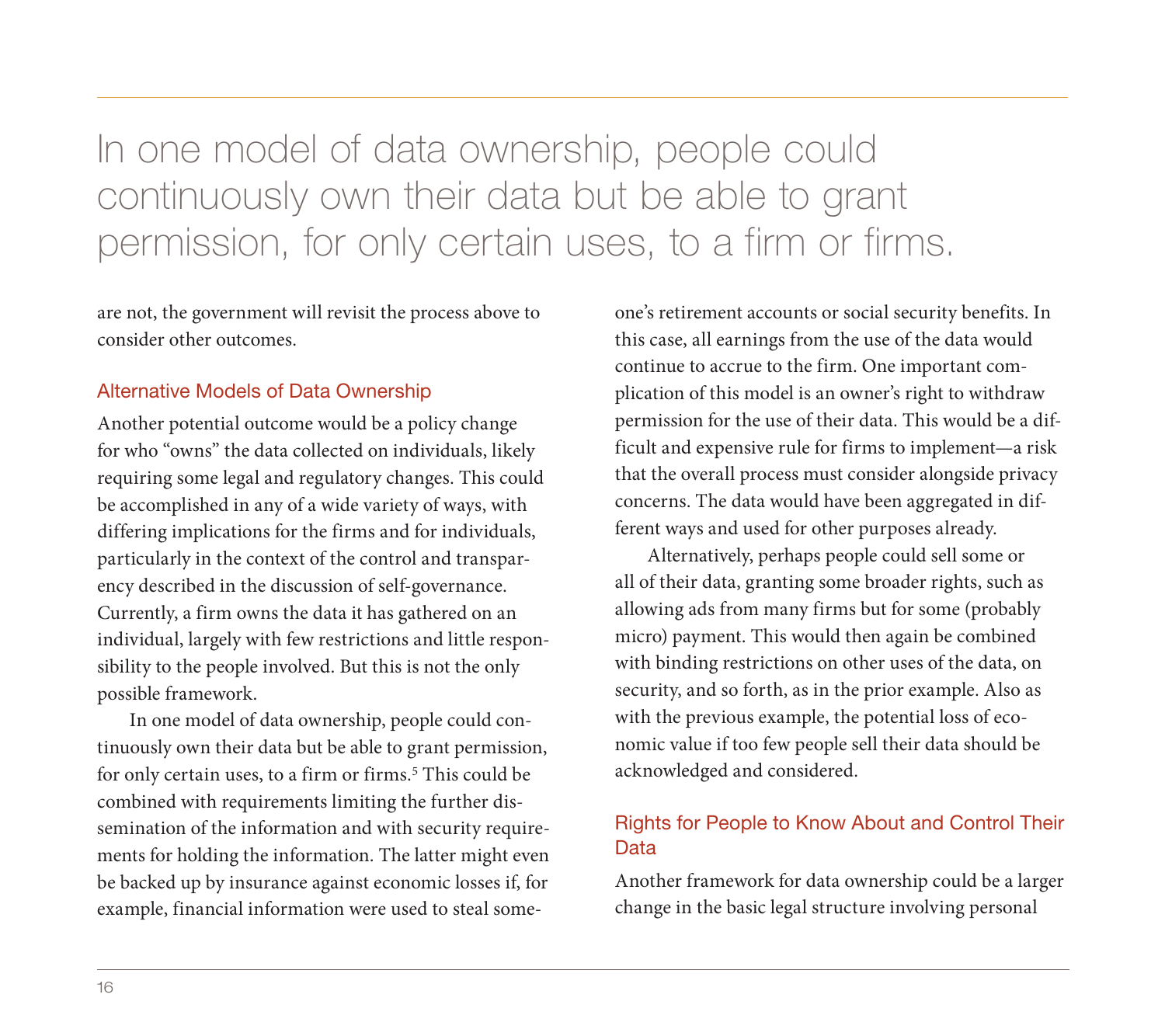> In one model of data ownership, people could continuously own their data but be able to grant permission, for only certain uses, to a firm or firms.

are not, the government will revisit the process above to consider other outcomes.

## Alternative Models of Data Ownership

Another potential outcome would be a policy change for who "owns" the data collected on individuals, likely requiring some legal and regulatory changes. This could be accomplished in any of a wide variety of ways, with differing implications for the firms and for individuals, particularly in the context of the control and transparency described in the discussion of self-governance. Currently, a firm owns the data it has gathered on an individual, largely with few restrictions and little responsibility to the people involved. But this is not the only possible framework.

In one model of data ownership, people could continuously own their data but be able to grant permission, for only certain uses, to a firm or firms.[5] This could be combined with requirements limiting the further dissemination of the information and with security requirements for holding the information. The latter might even be backed up by insurance against economic losses if, for example, financial information were used to steal someone's retirement accounts or social security benefits. In this case, all earnings from the use of the data would continue to accrue to the firm. One important complication of this model is an owner's right to withdraw permission for the use of their data. This would be a difficult and expensive rule for firms to implement—a risk that the overall process must consider alongside privacy concerns. The data would have been aggregated in different ways and used for other purposes already.

Alternatively, perhaps people could sell some or all of their data, granting some broader rights, such as allowing ads from many firms but for some (probably micro) payment. This would then again be combined with binding restrictions on other uses of the data, on security, and so forth, as in the prior example. Also as with the previous example, the potential loss of economic value if too few people sell their data should be acknowledged and considered.

## Rights for People to Know About and Control Their Data

Another framework for data ownership could be a larger change in the basic legal structure involving personal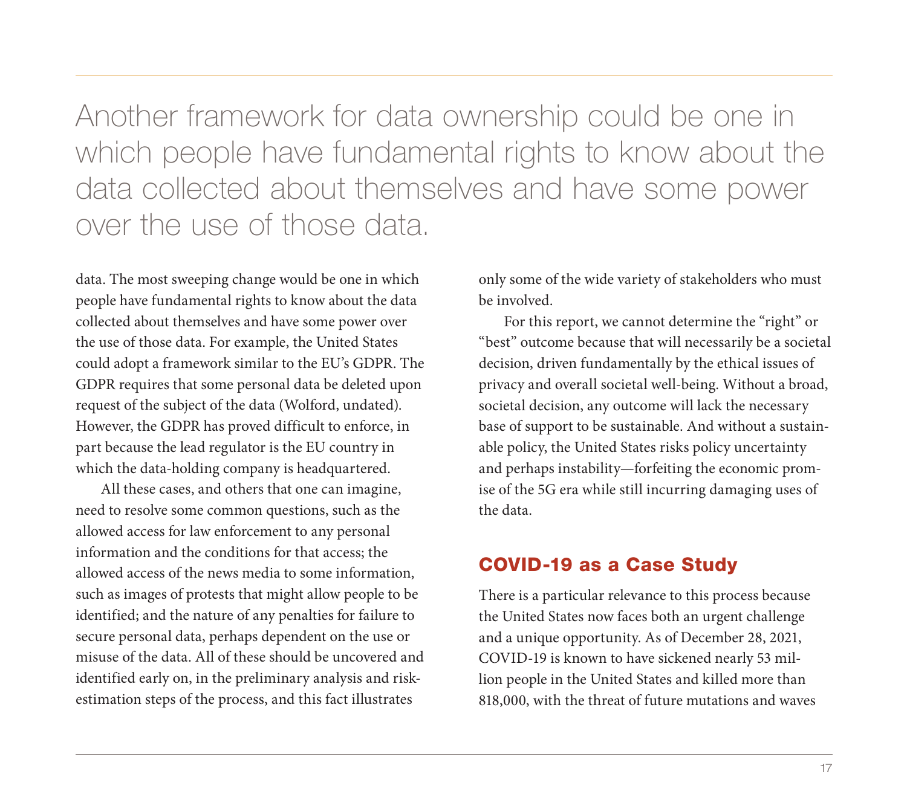> Another framework for data ownership could be one in which people have fundamental rights to know about the data collected about themselves and have some power over the use of those data.

data. The most sweeping change would be one in which people have fundamental rights to know about the data collected about themselves and have some power over the use of those data. For example, the United States could adopt a framework similar to the EU's GDPR. The GDPR requires that some personal data be deleted upon request of the subject of the data (Wolford, undated). However, the GDPR has proved difficult to enforce, in part because the lead regulator is the EU country in which the data-holding company is headquartered.

All these cases, and others that one can imagine, need to resolve some common questions, such as the allowed access for law enforcement to any personal information and the conditions for that access; the allowed access of the news media to some information, such as images of protests that might allow people to be identified; and the nature of any penalties for failure to secure personal data, perhaps dependent on the use or misuse of the data. All of these should be uncovered and identified early on, in the preliminary analysis and risk-estimation steps of the process, and this fact illustrates only some of the wide variety of stakeholders who must be involved.

For this report, we cannot determine the "right" or "best" outcome because that will necessarily be a societal decision, driven fundamentally by the ethical issues of privacy and overall societal well-being. Without a broad, societal decision, any outcome will lack the necessary base of support to be sustainable. And without a sustainable policy, the United States risks policy uncertainty and perhaps instability—forfeiting the economic promise of the 5G era while still incurring damaging uses of the data.

## COVID-19 as a Case Study

There is a particular relevance to this process because the United States now faces both an urgent challenge and a unique opportunity. As of December 28, 2021, COVID-19 is known to have sickened nearly 53 million people in the United States and killed more than 818,000, with the threat of future mutations and waves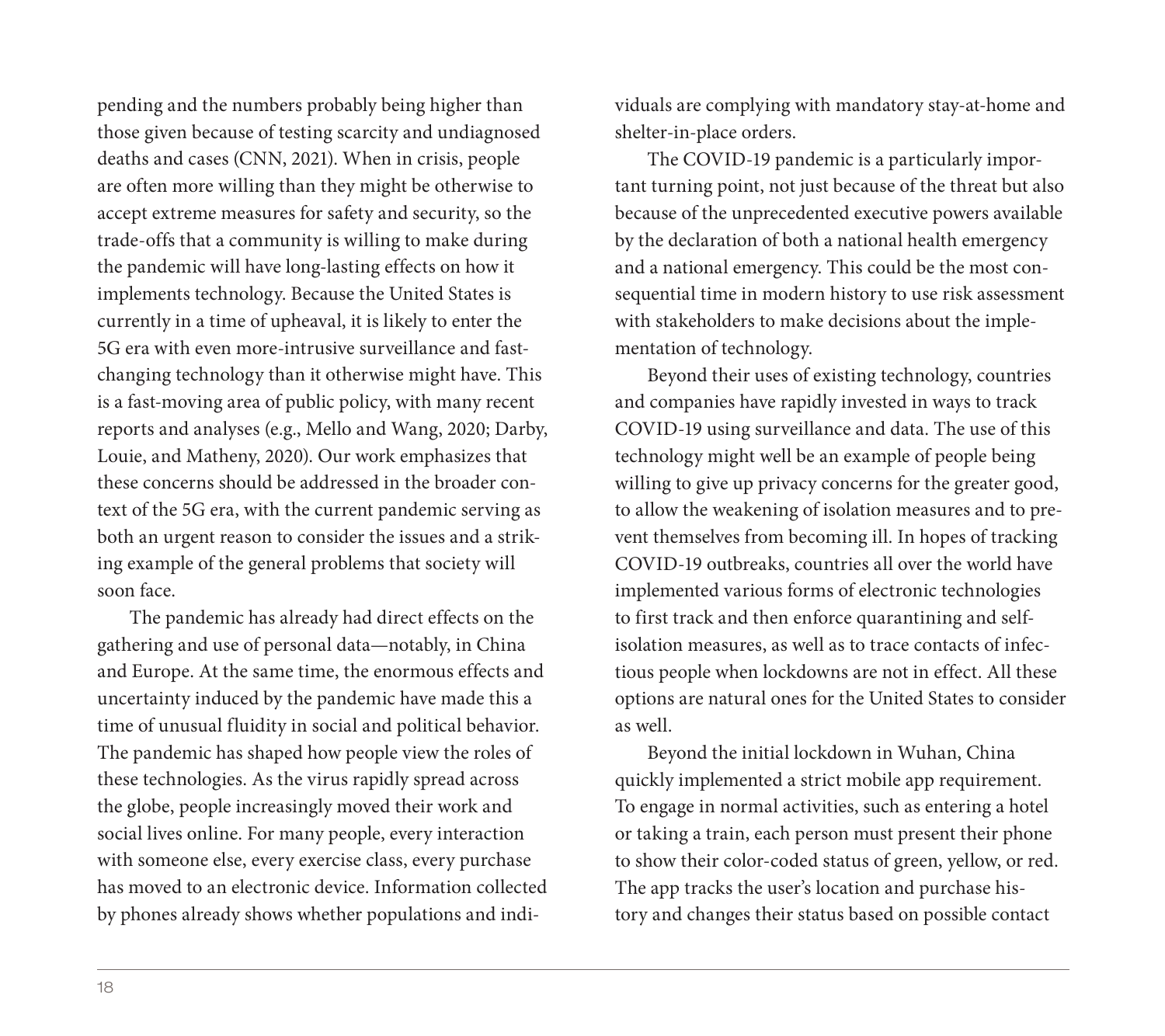pending and the numbers probably being higher than those given because of testing scarcity and undiagnosed deaths and cases (CNN, 2021). When in crisis, people are often more willing than they might be otherwise to accept extreme measures for safety and security, so the trade-offs that a community is willing to make during the pandemic will have long-lasting effects on how it implements technology. Because the United States is currently in a time of upheaval, it is likely to enter the 5G era with even more-intrusive surveillance and fast-changing technology than it otherwise might have. This is a fast-moving area of public policy, with many recent reports and analyses (e.g., Mello and Wang, 2020; Darby, Louie, and Matheny, 2020). Our work emphasizes that these concerns should be addressed in the broader context of the 5G era, with the current pandemic serving as both an urgent reason to consider the issues and a striking example of the general problems that society will soon face.

The pandemic has already had direct effects on the gathering and use of personal data—notably, in China and Europe. At the same time, the enormous effects and uncertainty induced by the pandemic have made this a time of unusual fluidity in social and political behavior. The pandemic has shaped how people view the roles of these technologies. As the virus rapidly spread across the globe, people increasingly moved their work and social lives online. For many people, every interaction with someone else, every exercise class, every purchase has moved to an electronic device. Information collected by phones already shows whether populations and individuals are complying with mandatory stay-at-home and shelter-in-place orders.

The COVID-19 pandemic is a particularly important turning point, not just because of the threat but also because of the unprecedented executive powers available by the declaration of both a national health emergency and a national emergency. This could be the most consequential time in modern history to use risk assessment with stakeholders to make decisions about the implementation of technology.

Beyond their uses of existing technology, countries and companies have rapidly invested in ways to track COVID-19 using surveillance and data. The use of this technology might well be an example of people being willing to give up privacy concerns for the greater good, to allow the weakening of isolation measures and to prevent themselves from becoming ill. In hopes of tracking COVID-19 outbreaks, countries all over the world have implemented various forms of electronic technologies to first track and then enforce quarantining and self-isolation measures, as well as to trace contacts of infectious people when lockdowns are not in effect. All these options are natural ones for the United States to consider as well.

Beyond the initial lockdown in Wuhan, China quickly implemented a strict mobile app requirement. To engage in normal activities, such as entering a hotel or taking a train, each person must present their phone to show their color-coded status of green, yellow, or red. The app tracks the user's location and purchase history and changes their status based on possible contact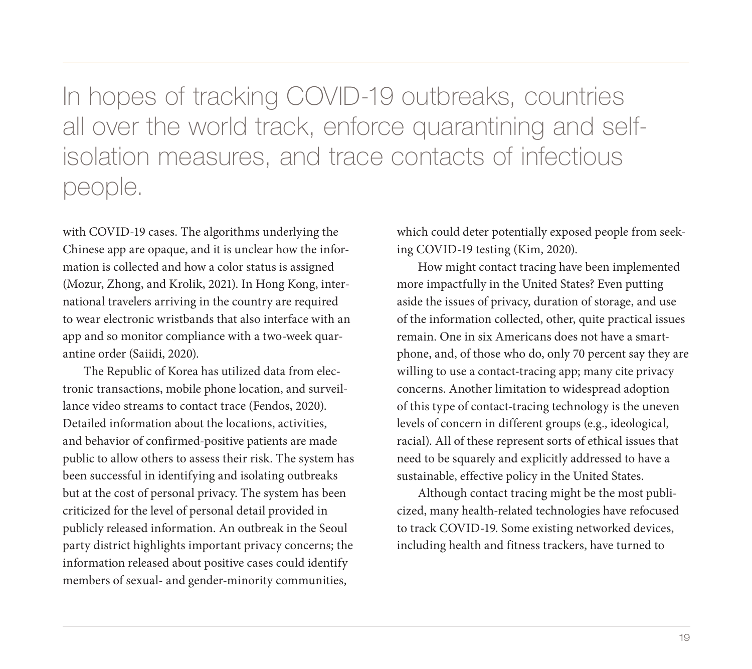> In hopes of tracking COVID-19 outbreaks, countries all over the world track, enforce quarantining and self-isolation measures, and trace contacts of infectious people.

with COVID-19 cases. The algorithms underlying the Chinese app are opaque, and it is unclear how the information is collected and how a color status is assigned (Mozur, Zhong, and Krolik, 2021). In Hong Kong, international travelers arriving in the country are required to wear electronic wristbands that also interface with an app and so monitor compliance with a two-week quarantine order (Saiidi, 2020).

The Republic of Korea has utilized data from electronic transactions, mobile phone location, and surveillance video streams to contact trace (Fendos, 2020). Detailed information about the locations, activities, and behavior of confirmed-positive patients are made public to allow others to assess their risk. The system has been successful in identifying and isolating outbreaks but at the cost of personal privacy. The system has been criticized for the level of personal detail provided in publicly released information. An outbreak in the Seoul party district highlights important privacy concerns; the information released about positive cases could identify members of sexual- and gender-minority communities, which could deter potentially exposed people from seeking COVID-19 testing (Kim, 2020).

How might contact tracing have been implemented more impactfully in the United States? Even putting aside the issues of privacy, duration of storage, and use of the information collected, other, quite practical issues remain. One in six Americans does not have a smartphone, and, of those who do, only 70 percent say they are willing to use a contact-tracing app; many cite privacy concerns. Another limitation to widespread adoption of this type of contact-tracing technology is the uneven levels of concern in different groups (e.g., ideological, racial). All of these represent sorts of ethical issues that need to be squarely and explicitly addressed to have a sustainable, effective policy in the United States.

Although contact tracing might be the most publicized, many health-related technologies have refocused to track COVID-19. Some existing networked devices, including health and fitness trackers, have turned to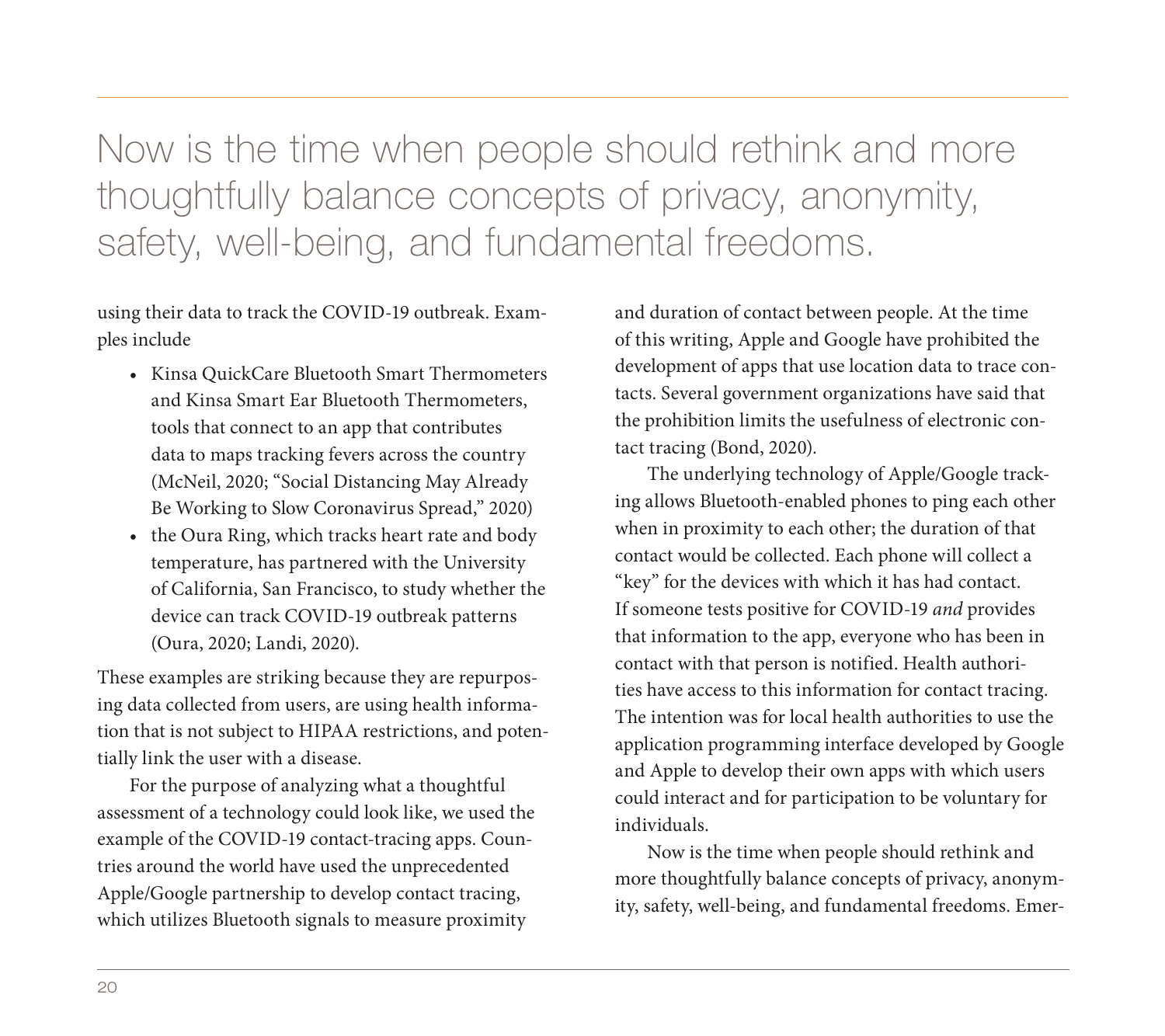> Now is the time when people should rethink and more thoughtfully balance concepts of privacy, anonymity, safety, well-being, and fundamental freedoms.

using their data to track the COVID-19 outbreak. Examples include

- Kinsa QuickCare Bluetooth Smart Thermometers and Kinsa Smart Ear Bluetooth Thermometers, tools that connect to an app that contributes data to maps tracking fevers across the country (McNeil, 2020; "Social Distancing May Already Be Working to Slow Coronavirus Spread," 2020)
- the Oura Ring, which tracks heart rate and body temperature, has partnered with the University of California, San Francisco, to study whether the device can track COVID-19 outbreak patterns (Oura, 2020; Landi, 2020).

These examples are striking because they are repurposing data collected from users, are using health information that is not subject to HIPAA restrictions, and potentially link the user with a disease.

For the purpose of analyzing what a thoughtful assessment of a technology could look like, we used the example of the COVID-19 contact-tracing apps. Countries around the world have used the unprecedented Apple/Google partnership to develop contact tracing, which utilizes Bluetooth signals to measure proximity and duration of contact between people. At the time of this writing, Apple and Google have prohibited the development of apps that use location data to trace contacts. Several government organizations have said that the prohibition limits the usefulness of electronic contact tracing (Bond, 2020).

The underlying technology of Apple/Google tracking allows Bluetooth-enabled phones to ping each other when in proximity to each other; the duration of that contact would be collected. Each phone will collect a "key" for the devices with which it has had contact. If someone tests positive for COVID-19 *and* provides that information to the app, everyone who has been in contact with that person is notified. Health authorities have access to this information for contact tracing. The intention was for local health authorities to use the application programming interface developed by Google and Apple to develop their own apps with which users could interact and for participation to be voluntary for individuals.

Now is the time when people should rethink and more thoughtfully balance concepts of privacy, anonymity, safety, well-being, and fundamental freedoms. Emer-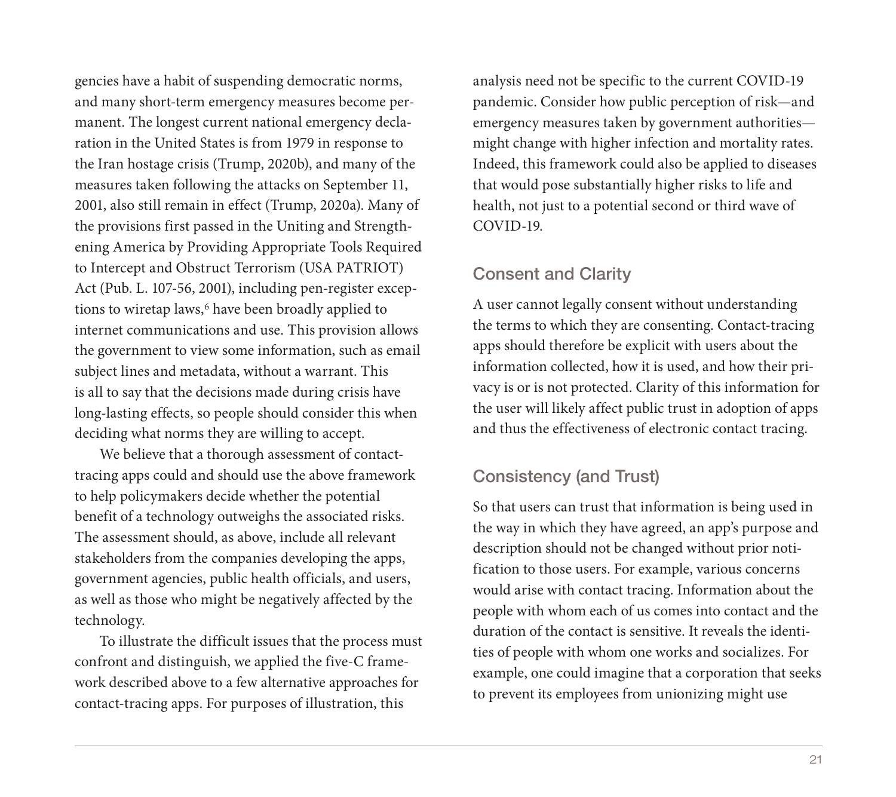gencies have a habit of suspending democratic norms, and many short-term emergency measures become permanent. The longest current national emergency declaration in the United States is from 1979 in response to the Iran hostage crisis (Trump, 2020b), and many of the measures taken following the attacks on September 11, 2001, also still remain in effect (Trump, 2020a). Many of the provisions first passed in the Uniting and Strengthening America by Providing Appropriate Tools Required to Intercept and Obstruct Terrorism (USA PATRIOT) Act (Pub. L. 107-56, 2001), including pen-register exceptions to wiretap laws,[6] have been broadly applied to internet communications and use. This provision allows the government to view some information, such as email subject lines and metadata, without a warrant. This is all to say that the decisions made during crisis have long-lasting effects, so people should consider this when deciding what norms they are willing to accept.

We believe that a thorough assessment of contact-tracing apps could and should use the above framework to help policymakers decide whether the potential benefit of a technology outweighs the associated risks. The assessment should, as above, include all relevant stakeholders from the companies developing the apps, government agencies, public health officials, and users, as well as those who might be negatively affected by the technology.

To illustrate the difficult issues that the process must confront and distinguish, we applied the five-C framework described above to a few alternative approaches for contact-tracing apps. For purposes of illustration, this analysis need not be specific to the current COVID-19 pandemic. Consider how public perception of risk—and emergency measures taken by government authorities—might change with higher infection and mortality rates. Indeed, this framework could also be applied to diseases that would pose substantially higher risks to life and health, not just to a potential second or third wave of COVID-19.

## Consent and Clarity

A user cannot legally consent without understanding the terms to which they are consenting. Contact-tracing apps should therefore be explicit with users about the information collected, how it is used, and how their privacy is or is not protected. Clarity of this information for the user will likely affect public trust in adoption of apps and thus the effectiveness of electronic contact tracing.

## Consistency (and Trust)

So that users can trust that information is being used in the way in which they have agreed, an app's purpose and description should not be changed without prior notification to those users. For example, various concerns would arise with contact tracing. Information about the people with whom each of us comes into contact and the duration of the contact is sensitive. It reveals the identities of people with whom one works and socializes. For example, one could imagine that a corporation that seeks to prevent its employees from unionizing might use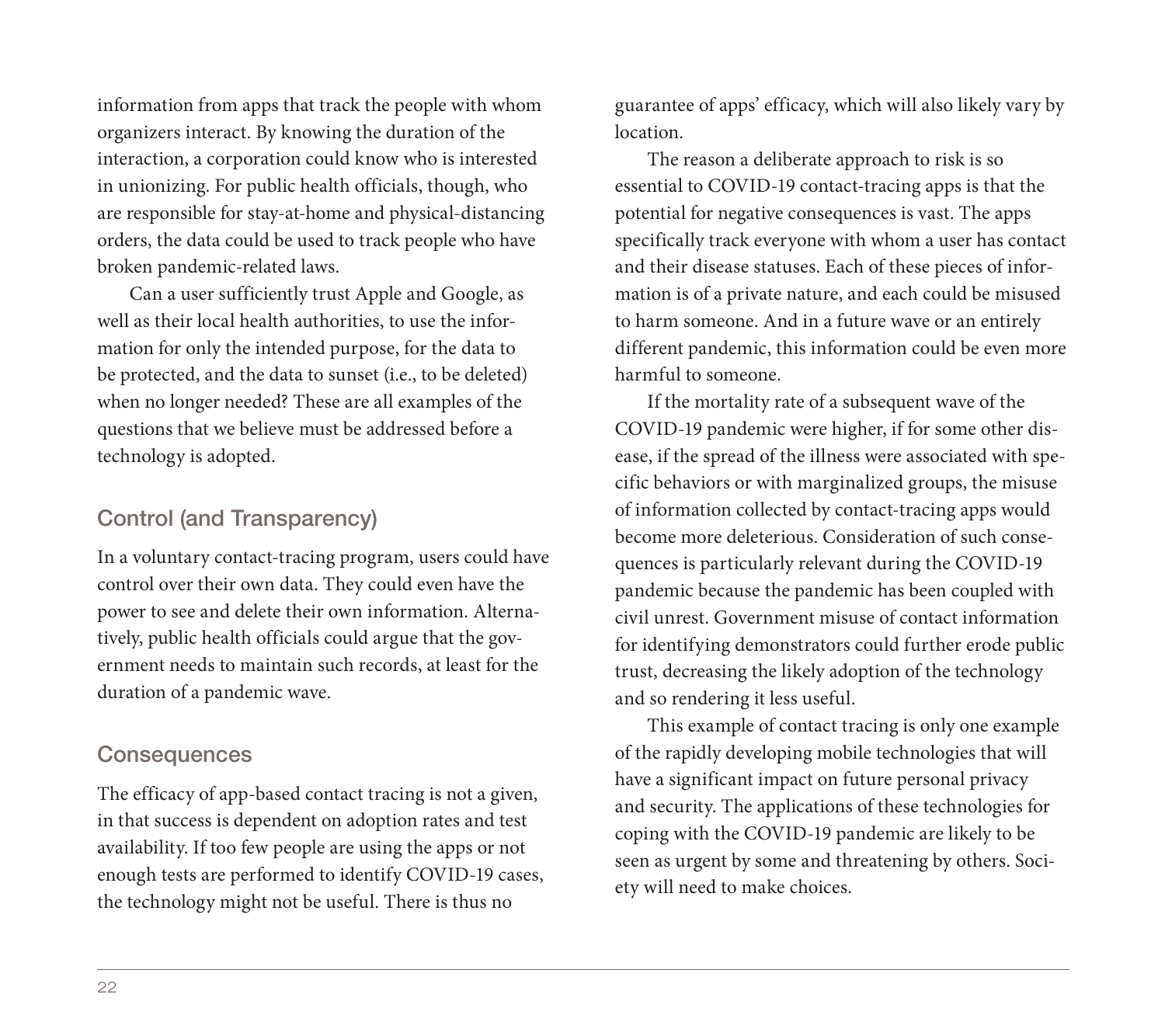information from apps that track the people with whom organizers interact. By knowing the duration of the interaction, a corporation could know who is interested in unionizing. For public health officials, though, who are responsible for stay-at-home and physical-distancing orders, the data could be used to track people who have broken pandemic-related laws.

Can a user sufficiently trust Apple and Google, as well as their local health authorities, to use the information for only the intended purpose, for the data to be protected, and the data to sunset (i.e., to be deleted) when no longer needed? These are all examples of the questions that we believe must be addressed before a technology is adopted.

## Control (and Transparency)

In a voluntary contact-tracing program, users could have control over their own data. They could even have the power to see and delete their own information. Alternatively, public health officials could argue that the government needs to maintain such records, at least for the duration of a pandemic wave.

## Consequences

The efficacy of app-based contact tracing is not a given, in that success is dependent on adoption rates and test availability. If too few people are using the apps or not enough tests are performed to identify COVID-19 cases, the technology might not be useful. There is thus no guarantee of apps' efficacy, which will also likely vary by location.

The reason a deliberate approach to risk is so essential to COVID-19 contact-tracing apps is that the potential for negative consequences is vast. The apps specifically track everyone with whom a user has contact and their disease statuses. Each of these pieces of information is of a private nature, and each could be misused to harm someone. And in a future wave or an entirely different pandemic, this information could be even more harmful to someone.

If the mortality rate of a subsequent wave of the COVID-19 pandemic were higher, if for some other disease, if the spread of the illness were associated with specific behaviors or with marginalized groups, the misuse of information collected by contact-tracing apps would become more deleterious. Consideration of such consequences is particularly relevant during the COVID-19 pandemic because the pandemic has been coupled with civil unrest. Government misuse of contact information for identifying demonstrators could further erode public trust, decreasing the likely adoption of the technology and so rendering it less useful.

This example of contact tracing is only one example of the rapidly developing mobile technologies that will have a significant impact on future personal privacy and security. The applications of these technologies for coping with the COVID-19 pandemic are likely to be seen as urgent by some and threatening by others. Society will need to make choices.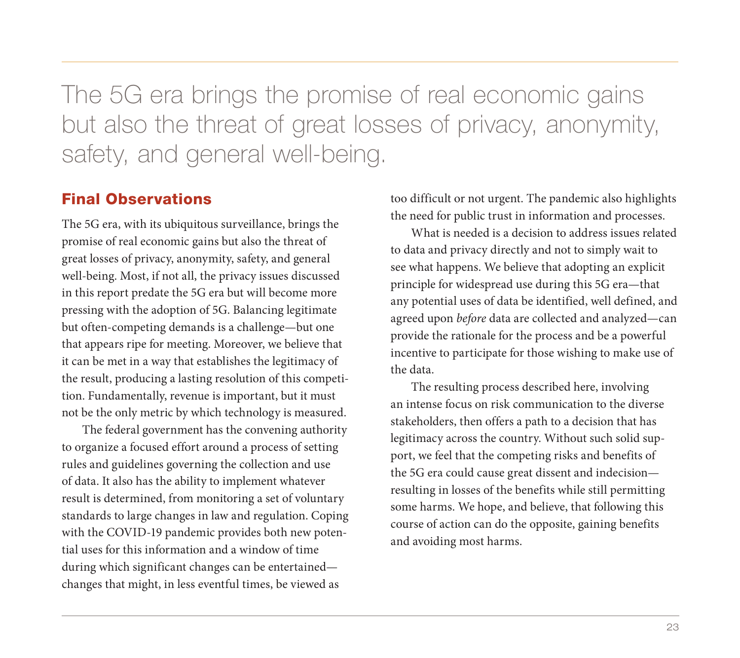The 5G era brings the promise of real economic gains but also the threat of great losses of privacy, anonymity, safety, and general well-being.

## Final Observations

The 5G era, with its ubiquitous surveillance, brings the promise of real economic gains but also the threat of great losses of privacy, anonymity, safety, and general well-being. Most, if not all, the privacy issues discussed in this report predate the 5G era but will become more pressing with the adoption of 5G. Balancing legitimate but often-competing demands is a challenge—but one that appears ripe for meeting. Moreover, we believe that it can be met in a way that establishes the legitimacy of the result, producing a lasting resolution of this competition. Fundamentally, revenue is important, but it must not be the only metric by which technology is measured.

The federal government has the convening authority to organize a focused effort around a process of setting rules and guidelines governing the collection and use of data. It also has the ability to implement whatever result is determined, from monitoring a set of voluntary standards to large changes in law and regulation. Coping with the COVID-19 pandemic provides both new potential uses for this information and a window of time during which significant changes can be entertained—changes that might, in less eventful times, be viewed as too difficult or not urgent. The pandemic also highlights the need for public trust in information and processes.

What is needed is a decision to address issues related to data and privacy directly and not to simply wait to see what happens. We believe that adopting an explicit principle for widespread use during this 5G era—that any potential uses of data be identified, well defined, and agreed upon *before* data are collected and analyzed—can provide the rationale for the process and be a powerful incentive to participate for those wishing to make use of the data.

The resulting process described here, involving an intense focus on risk communication to the diverse stakeholders, then offers a path to a decision that has legitimacy across the country. Without such solid support, we feel that the competing risks and benefits of the 5G era could cause great dissent and indecision—resulting in losses of the benefits while still permitting some harms. We hope, and believe, that following this course of action can do the opposite, gaining benefits and avoiding most harms.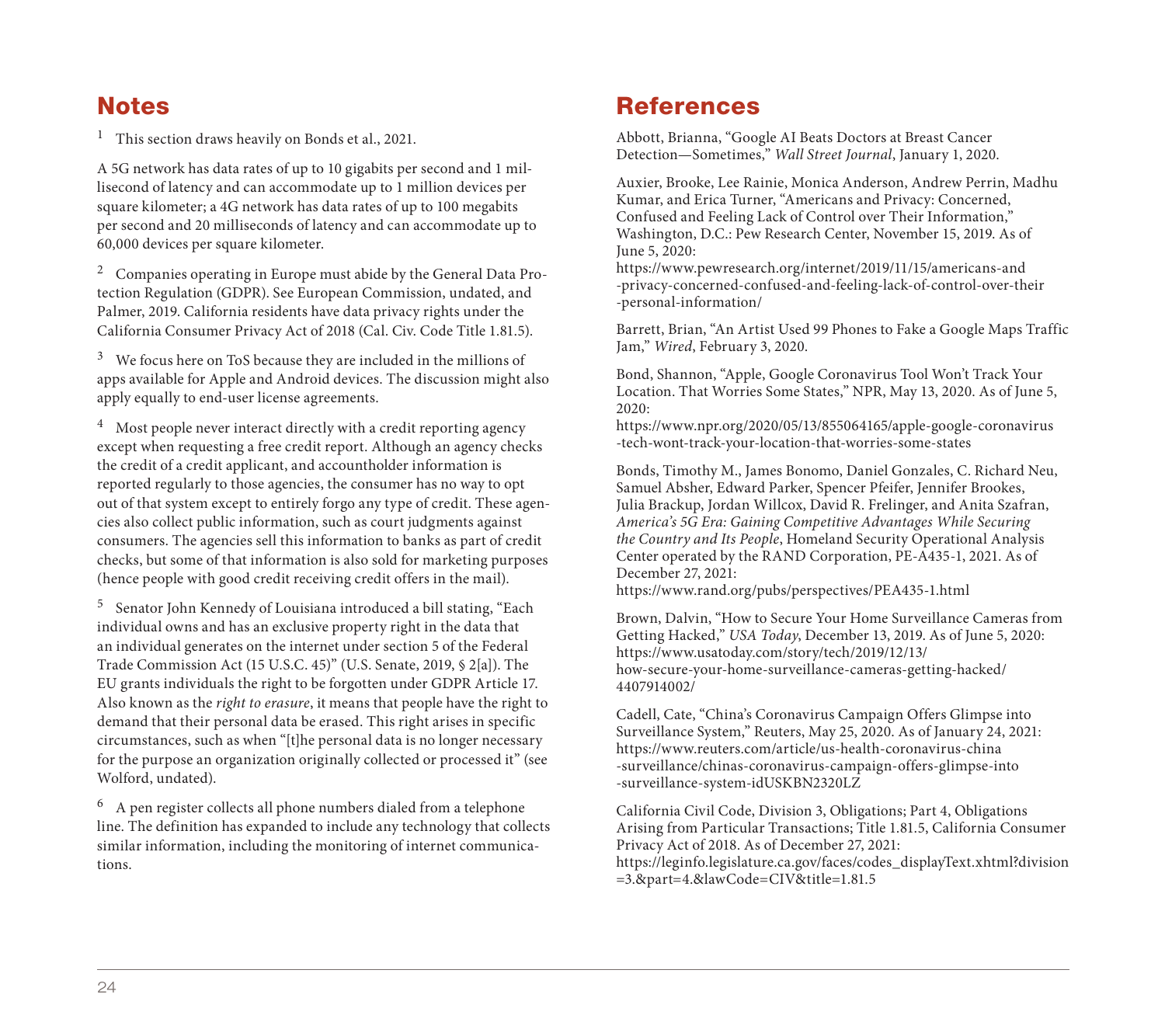## Notes

[1] This section draws heavily on Bonds et al., 2021.

A 5G network has data rates of up to 10 gigabits per second and 1 millisecond of latency and can accommodate up to 1 million devices per square kilometer; a 4G network has data rates of up to 100 megabits per second and 20 milliseconds of latency and can accommodate up to 60,000 devices per square kilometer.

[2] Companies operating in Europe must abide by the General Data Protection Regulation (GDPR). See European Commission, undated, and Palmer, 2019. California residents have data privacy rights under the California Consumer Privacy Act of 2018 (Cal. Civ. Code Title 1.81.5).

[3] We focus here on ToS because they are included in the millions of apps available for Apple and Android devices. The discussion might also apply equally to end-user license agreements.

[4] Most people never interact directly with a credit reporting agency except when requesting a free credit report. Although an agency checks the credit of a credit applicant, and accountholder information is reported regularly to those agencies, the consumer has no way to opt out of that system except to entirely forgo any type of credit. These agencies also collect public information, such as court judgments against consumers. The agencies sell this information to banks as part of credit checks, but some of that information is also sold for marketing purposes (hence people with good credit receiving credit offers in the mail).

[5] Senator John Kennedy of Louisiana introduced a bill stating, "Each individual owns and has an exclusive property right in the data that an individual generates on the internet under section 5 of the Federal Trade Commission Act (15 U.S.C. 45)" (U.S. Senate, 2019, § 2[a]). The EU grants individuals the right to be forgotten under GDPR Article 17. Also known as the *right to erasure*, it means that people have the right to demand that their personal data be erased. This right arises in specific circumstances, such as when "[t]he personal data is no longer necessary for the purpose an organization originally collected or processed it" (see Wolford, undated).

[6] A pen register collects all phone numbers dialed from a telephone line. The definition has expanded to include any technology that collects similar information, including the monitoring of internet communications.

## References

Abbott, Brianna, "Google AI Beats Doctors at Breast Cancer Detection—Sometimes," *Wall Street Journal*, January 1, 2020.

Auxier, Brooke, Lee Rainie, Monica Anderson, Andrew Perrin, Madhu Kumar, and Erica Turner, "Americans and Privacy: Concerned, Confused and Feeling Lack of Control over Their Information," Washington, D.C.: Pew Research Center, November 15, 2019. As of June 5, 2020:
https://www.pewresearch.org/internet/2019/11/15/americans-and-privacy-concerned-confused-and-feeling-lack-of-control-over-their-personal-information/

Barrett, Brian, "An Artist Used 99 Phones to Fake a Google Maps Traffic Jam," *Wired*, February 3, 2020.

Bond, Shannon, "Apple, Google Coronavirus Tool Won't Track Your Location. That Worries Some States," NPR, May 13, 2020. As of June 5, 2020:
https://www.npr.org/2020/05/13/855064165/apple-google-coronavirus-tech-wont-track-your-location-that-worries-some-states

Bonds, Timothy M., James Bonomo, Daniel Gonzales, C. Richard Neu, Samuel Absher, Edward Parker, Spencer Pfeifer, Jennifer Brookes, Julia Brackup, Jordan Willcox, David R. Frelinger, and Anita Szafran, *America's 5G Era: Gaining Competitive Advantages While Securing the Country and Its People*, Homeland Security Operational Analysis Center operated by the RAND Corporation, PE-A435-1, 2021. As of December 27, 2021:
https://www.rand.org/pubs/perspectives/PEA435-1.html

Brown, Dalvin, "How to Secure Your Home Surveillance Cameras from Getting Hacked," *USA Today*, December 13, 2019. As of June 5, 2020:
https://www.usatoday.com/story/tech/2019/12/13/how-secure-your-home-surveillance-cameras-getting-hacked/4407914002/

Cadell, Cate, "China's Coronavirus Campaign Offers Glimpse into Surveillance System," Reuters, May 25, 2020. As of January 24, 2021:
https://www.reuters.com/article/us-health-coronavirus-china-surveillance/chinas-coronavirus-campaign-offers-glimpse-into-surveillance-system-idUSKBN2320LZ

California Civil Code, Division 3, Obligations; Part 4, Obligations Arising from Particular Transactions; Title 1.81.5, California Consumer Privacy Act of 2018. As of December 27, 2021:
https://leginfo.legislature.ca.gov/faces/codes_displayText.xhtml?division=3.&part=4.&lawCode=CIV&title=1.81.5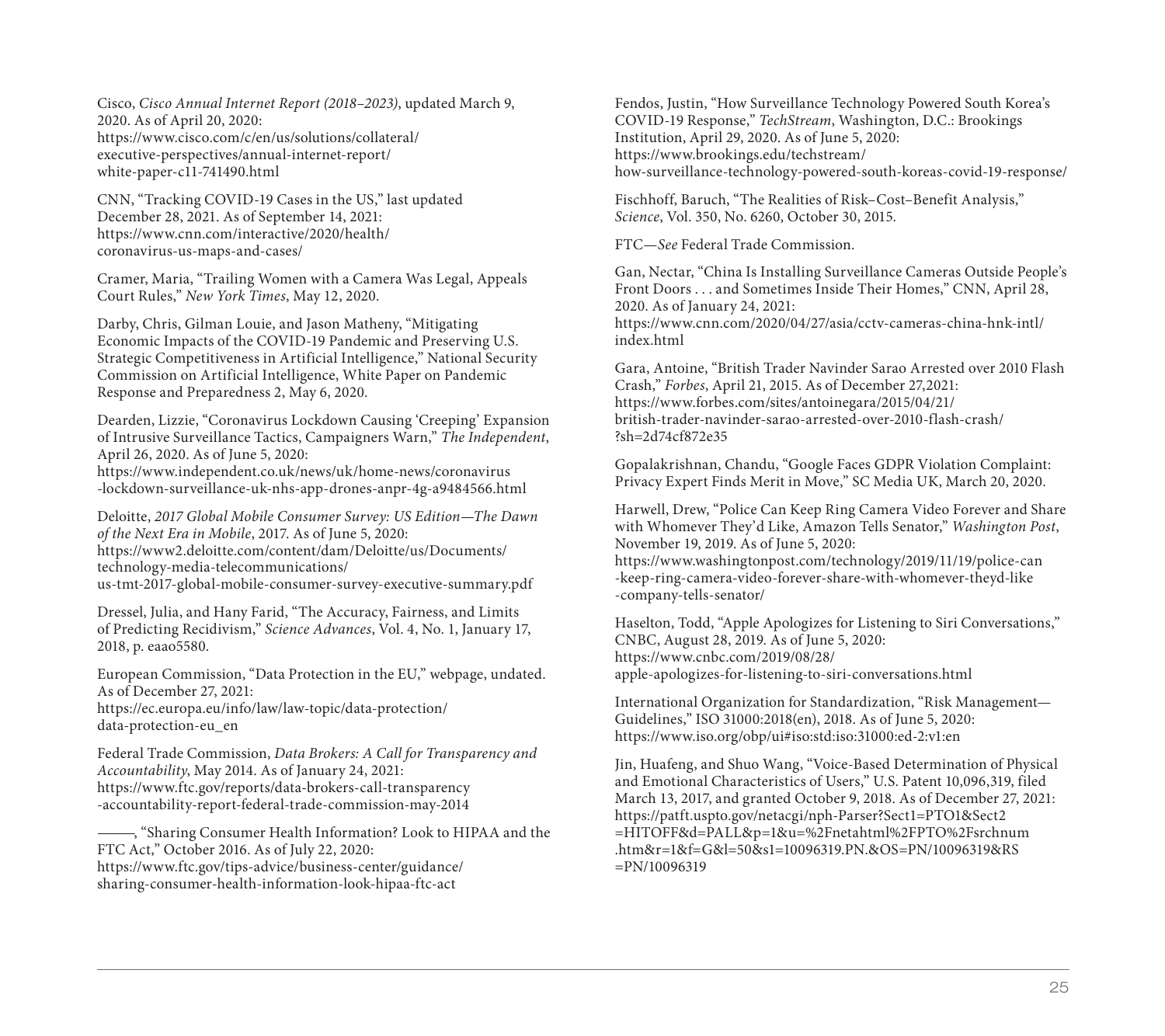Cisco, *Cisco Annual Internet Report (2018–2023)*, updated March 9, 2020. As of April 20, 2020:
https://www.cisco.com/c/en/us/solutions/collateral/executive-perspectives/annual-internet-report/white-paper-c11-741490.html

CNN, "Tracking COVID-19 Cases in the US," last updated December 28, 2021. As of September 14, 2021:
https://www.cnn.com/interactive/2020/health/coronavirus-us-maps-and-cases/

Cramer, Maria, "Trailing Women with a Camera Was Legal, Appeals Court Rules," *New York Times*, May 12, 2020.

Darby, Chris, Gilman Louie, and Jason Matheny, "Mitigating Economic Impacts of the COVID-19 Pandemic and Preserving U.S. Strategic Competitiveness in Artificial Intelligence," National Security Commission on Artificial Intelligence, White Paper on Pandemic Response and Preparedness 2, May 6, 2020.

Dearden, Lizzie, "Coronavirus Lockdown Causing 'Creeping' Expansion of Intrusive Surveillance Tactics, Campaigners Warn," *The Independent*, April 26, 2020. As of June 5, 2020:
https://www.independent.co.uk/news/uk/home-news/coronavirus-lockdown-surveillance-uk-nhs-app-drones-anpr-4g-a9484566.html

Deloitte, *2017 Global Mobile Consumer Survey: US Edition—The Dawn of the Next Era in Mobile*, 2017. As of June 5, 2020:
https://www2.deloitte.com/content/dam/Deloitte/us/Documents/technology-media-telecommunications/us-tmt-2017-global-mobile-consumer-survey-executive-summary.pdf

Dressel, Julia, and Hany Farid, "The Accuracy, Fairness, and Limits of Predicting Recidivism," *Science Advances*, Vol. 4, No. 1, January 17, 2018, p. eaao5580.

European Commission, "Data Protection in the EU," webpage, undated. As of December 27, 2021:
https://ec.europa.eu/info/law/law-topic/data-protection/data-protection-eu_en

Federal Trade Commission, *Data Brokers: A Call for Transparency and Accountability*, May 2014. As of January 24, 2021:
https://www.ftc.gov/reports/data-brokers-call-transparency-accountability-report-federal-trade-commission-may-2014

———, "Sharing Consumer Health Information? Look to HIPAA and the FTC Act," October 2016. As of July 22, 2020:
https://www.ftc.gov/tips-advice/business-center/guidance/sharing-consumer-health-information-look-hipaa-ftc-act

Fendos, Justin, "How Surveillance Technology Powered South Korea's COVID-19 Response," *TechStream*, Washington, D.C.: Brookings Institution, April 29, 2020. As of June 5, 2020:
https://www.brookings.edu/techstream/how-surveillance-technology-powered-south-koreas-covid-19-response/

Fischhoff, Baruch, "The Realities of Risk–Cost–Benefit Analysis," *Science*, Vol. 350, No. 6260, October 30, 2015.

FTC—*See* Federal Trade Commission.

Gan, Nectar, "China Is Installing Surveillance Cameras Outside People's Front Doors . . . and Sometimes Inside Their Homes," CNN, April 28, 2020. As of January 24, 2021:
https://www.cnn.com/2020/04/27/asia/cctv-cameras-china-hnk-intl/index.html

Gara, Antoine, "British Trader Navinder Sarao Arrested over 2010 Flash Crash," *Forbes*, April 21, 2015. As of December 27,2021:
https://www.forbes.com/sites/antoinegara/2015/04/21/british-trader-navinder-sarao-arrested-over-2010-flash-crash/?sh=2d74cf872e35

Gopalakrishnan, Chandu, "Google Faces GDPR Violation Complaint: Privacy Expert Finds Merit in Move," SC Media UK, March 20, 2020.

Harwell, Drew, "Police Can Keep Ring Camera Video Forever and Share with Whomever They'd Like, Amazon Tells Senator," *Washington Post*, November 19, 2019. As of June 5, 2020:
https://www.washingtonpost.com/technology/2019/11/19/police-can-keep-ring-camera-video-forever-share-with-whomever-theyd-like-company-tells-senator/

Haselton, Todd, "Apple Apologizes for Listening to Siri Conversations," CNBC, August 28, 2019. As of June 5, 2020:
https://www.cnbc.com/2019/08/28/apple-apologizes-for-listening-to-siri-conversations.html

International Organization for Standardization, "Risk Management—Guidelines," ISO 31000:2018(en), 2018. As of June 5, 2020:
https://www.iso.org/obp/ui#iso:std:iso:31000:ed-2:v1:en

Jin, Huafeng, and Shuo Wang, "Voice-Based Determination of Physical and Emotional Characteristics of Users," U.S. Patent 10,096,319, filed March 13, 2017, and granted October 9, 2018. As of December 27, 2021:
https://patft.uspto.gov/netacgi/nph-Parser?Sect1=PTO1&Sect2=HITOFF&d=PALL&p=1&u=%2Fnetahtml%2FPTO%2Fsrchnum.htm&r=1&f=G&l=50&s1=10096319.PN.&OS=PN/10096319&RS=PN/10096319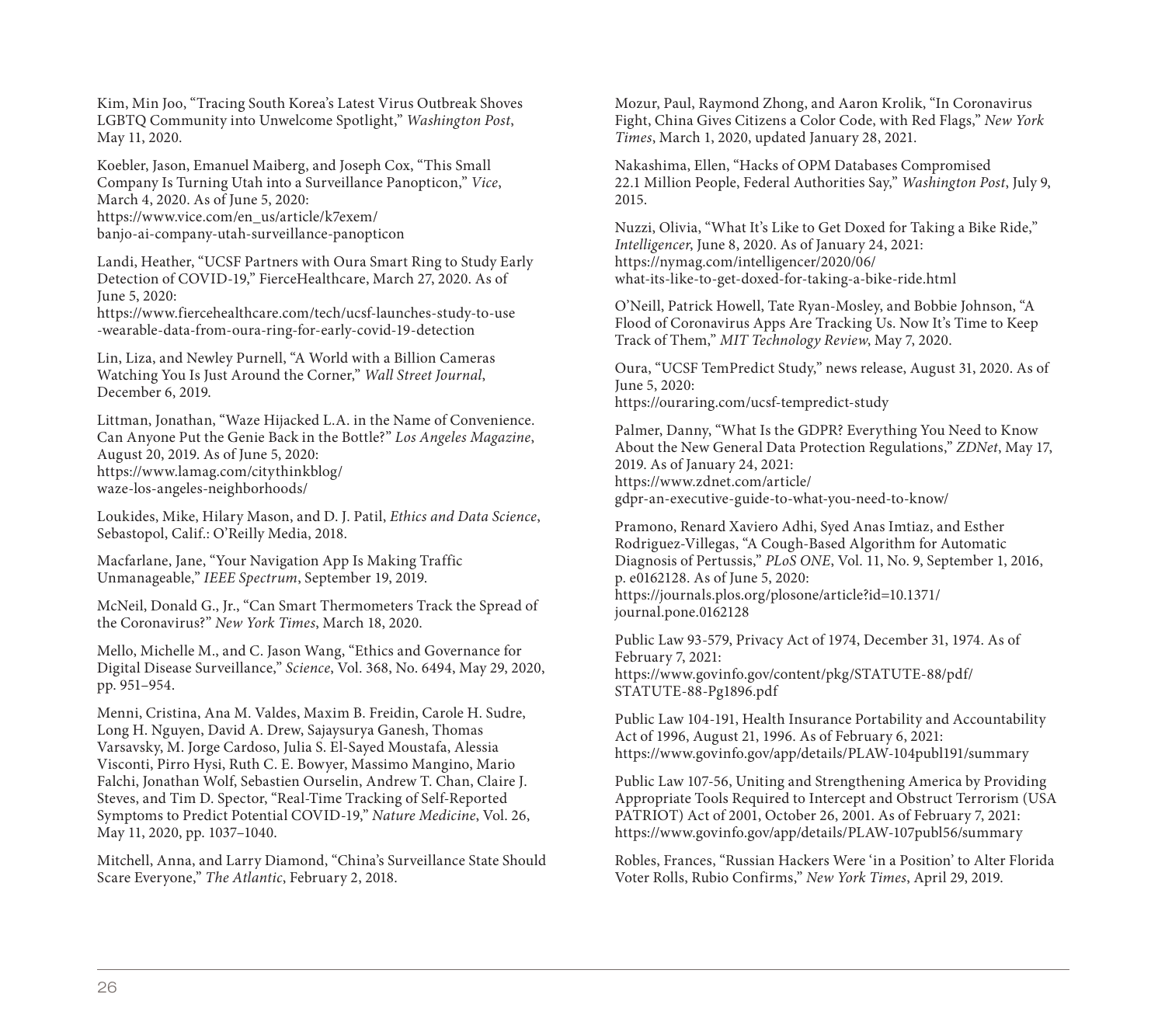Kim, Min Joo, "Tracing South Korea's Latest Virus Outbreak Shoves LGBTQ Community into Unwelcome Spotlight," *Washington Post*, May 11, 2020.

Koebler, Jason, Emanuel Maiberg, and Joseph Cox, "This Small Company Is Turning Utah into a Surveillance Panopticon," *Vice*, March 4, 2020. As of June 5, 2020: https://www.vice.com/en_us/article/k7exem/banjo-ai-company-utah-surveillance-panopticon

Landi, Heather, "UCSF Partners with Oura Smart Ring to Study Early Detection of COVID-19," FierceHealthcare, March 27, 2020. As of June 5, 2020: https://www.fiercehealthcare.com/tech/ucsf-launches-study-to-use-wearable-data-from-oura-ring-for-early-covid-19-detection

Lin, Liza, and Newley Purnell, "A World with a Billion Cameras Watching You Is Just Around the Corner," *Wall Street Journal*, December 6, 2019.

Littman, Jonathan, "Waze Hijacked L.A. in the Name of Convenience. Can Anyone Put the Genie Back in the Bottle?" *Los Angeles Magazine*, August 20, 2019. As of June 5, 2020: https://www.lamag.com/citythinkblog/waze-los-angeles-neighborhoods/

Loukides, Mike, Hilary Mason, and D. J. Patil, *Ethics and Data Science*, Sebastopol, Calif.: O'Reilly Media, 2018.

Macfarlane, Jane, "Your Navigation App Is Making Traffic Unmanageable," *IEEE Spectrum*, September 19, 2019.

McNeil, Donald G., Jr., "Can Smart Thermometers Track the Spread of the Coronavirus?" *New York Times*, March 18, 2020.

Mello, Michelle M., and C. Jason Wang, "Ethics and Governance for Digital Disease Surveillance," *Science*, Vol. 368, No. 6494, May 29, 2020, pp. 951–954.

Menni, Cristina, Ana M. Valdes, Maxim B. Freidin, Carole H. Sudre, Long H. Nguyen, David A. Drew, Sajaysurya Ganesh, Thomas Varsavsky, M. Jorge Cardoso, Julia S. El-Sayed Moustafa, Alessia Visconti, Pirro Hysi, Ruth C. E. Bowyer, Massimo Mangino, Mario Falchi, Jonathan Wolf, Sebastien Ourselin, Andrew T. Chan, Claire J. Steves, and Tim D. Spector, "Real-Time Tracking of Self-Reported Symptoms to Predict Potential COVID-19," *Nature Medicine*, Vol. 26, May 11, 2020, pp. 1037–1040.

Mitchell, Anna, and Larry Diamond, "China's Surveillance State Should Scare Everyone," *The Atlantic*, February 2, 2018.

Mozur, Paul, Raymond Zhong, and Aaron Krolik, "In Coronavirus Fight, China Gives Citizens a Color Code, with Red Flags," *New York Times*, March 1, 2020, updated January 28, 2021.

Nakashima, Ellen, "Hacks of OPM Databases Compromised 22.1 Million People, Federal Authorities Say," *Washington Post*, July 9, 2015.

Nuzzi, Olivia, "What It's Like to Get Doxed for Taking a Bike Ride," *Intelligencer*, June 8, 2020. As of January 24, 2021: https://nymag.com/intelligencer/2020/06/what-its-like-to-get-doxed-for-taking-a-bike-ride.html

O'Neill, Patrick Howell, Tate Ryan-Mosley, and Bobbie Johnson, "A Flood of Coronavirus Apps Are Tracking Us. Now It's Time to Keep Track of Them," *MIT Technology Review*, May 7, 2020.

Oura, "UCSF TemPredict Study," news release, August 31, 2020. As of June 5, 2020: https://ouraring.com/ucsf-tempredict-study

Palmer, Danny, "What Is the GDPR? Everything You Need to Know About the New General Data Protection Regulations," *ZDNet*, May 17, 2019. As of January 24, 2021: https://www.zdnet.com/article/gdpr-an-executive-guide-to-what-you-need-to-know/

Pramono, Renard Xaviero Adhi, Syed Anas Imtiaz, and Esther Rodriguez-Villegas, "A Cough-Based Algorithm for Automatic Diagnosis of Pertussis," *PLoS ONE*, Vol. 11, No. 9, September 1, 2016, p. e0162128. As of June 5, 2020: https://journals.plos.org/plosone/article?id=10.1371/journal.pone.0162128

Public Law 93-579, Privacy Act of 1974, December 31, 1974. As of February 7, 2021: https://www.govinfo.gov/content/pkg/STATUTE-88/pdf/STATUTE-88-Pg1896.pdf

Public Law 104-191, Health Insurance Portability and Accountability Act of 1996, August 21, 1996. As of February 6, 2021: https://www.govinfo.gov/app/details/PLAW-104publ191/summary

Public Law 107-56, Uniting and Strengthening America by Providing Appropriate Tools Required to Intercept and Obstruct Terrorism (USA PATRIOT) Act of 2001, October 26, 2001. As of February 7, 2021: https://www.govinfo.gov/app/details/PLAW-107publ56/summary

Robles, Frances, "Russian Hackers Were 'in a Position' to Alter Florida Voter Rolls, Rubio Confirms," *New York Times*, April 29, 2019.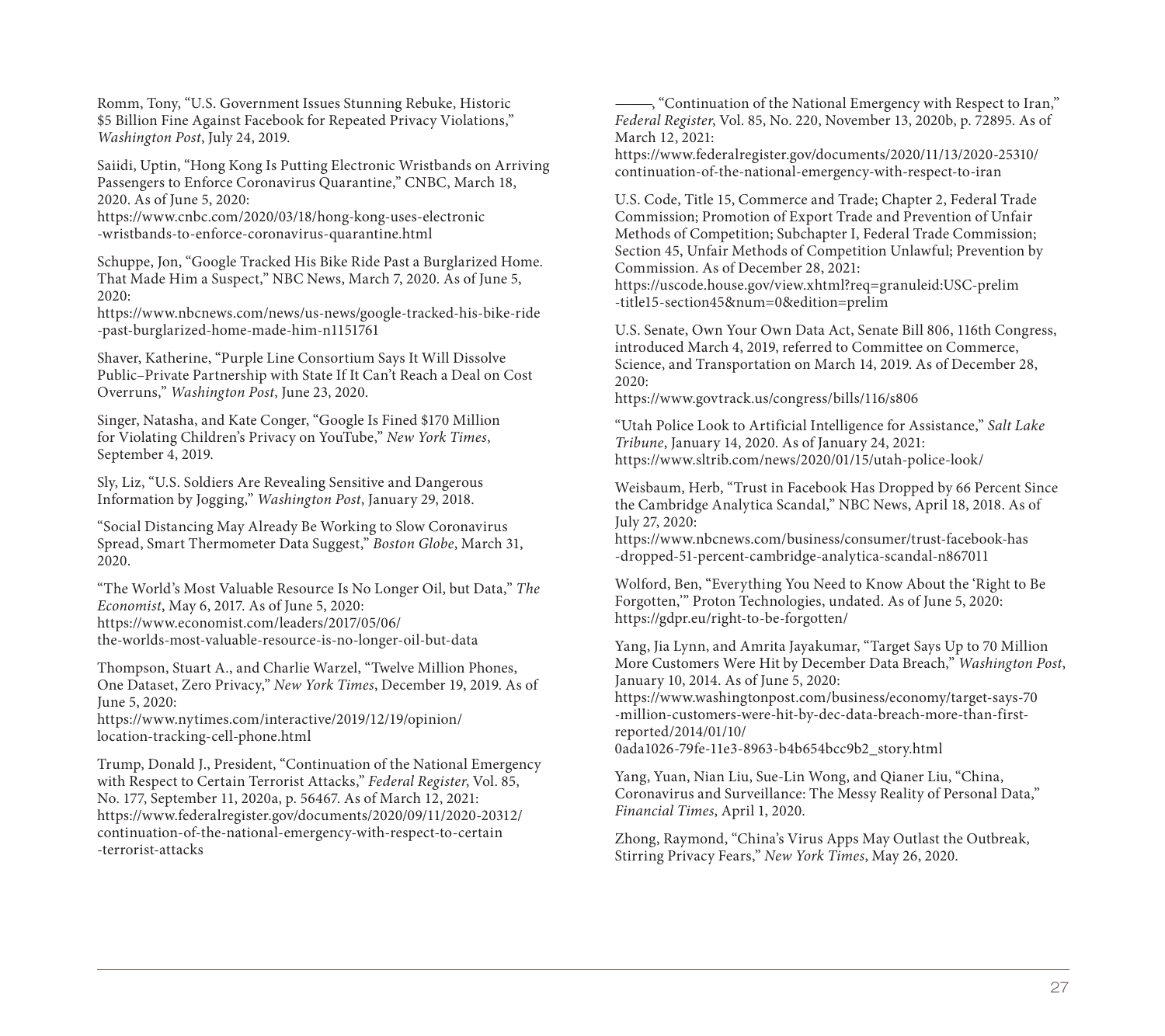Romm, Tony, "U.S. Government Issues Stunning Rebuke, Historic $5 Billion Fine Against Facebook for Repeated Privacy Violations," *Washington Post*, July 24, 2019.

Saiidi, Uptin, "Hong Kong Is Putting Electronic Wristbands on Arriving Passengers to Enforce Coronavirus Quarantine," CNBC, March 18, 2020. As of June 5, 2020:
https://www.cnbc.com/2020/03/18/hong-kong-uses-electronic-wristbands-to-enforce-coronavirus-quarantine.html

Schuppe, Jon, "Google Tracked His Bike Ride Past a Burglarized Home. That Made Him a Suspect," NBC News, March 7, 2020. As of June 5, 2020:
https://www.nbcnews.com/news/us-news/google-tracked-his-bike-ride-past-burglarized-home-made-him-n1151761

Shaver, Katherine, "Purple Line Consortium Says It Will Dissolve Public–Private Partnership with State If It Can't Reach a Deal on Cost Overruns," *Washington Post*, June 23, 2020.

Singer, Natasha, and Kate Conger, "Google Is Fined $170 Million for Violating Children's Privacy on YouTube," *New York Times*, September 4, 2019.

Sly, Liz, "U.S. Soldiers Are Revealing Sensitive and Dangerous Information by Jogging," *Washington Post*, January 29, 2018.

"Social Distancing May Already Be Working to Slow Coronavirus Spread, Smart Thermometer Data Suggest," *Boston Globe*, March 31, 2020.

"The World's Most Valuable Resource Is No Longer Oil, but Data," *The Economist*, May 6, 2017. As of June 5, 2020:
https://www.economist.com/leaders/2017/05/06/the-worlds-most-valuable-resource-is-no-longer-oil-but-data

Thompson, Stuart A., and Charlie Warzel, "Twelve Million Phones, One Dataset, Zero Privacy," *New York Times*, December 19, 2019. As of June 5, 2020:
https://www.nytimes.com/interactive/2019/12/19/opinion/location-tracking-cell-phone.html

Trump, Donald J., President, "Continuation of the National Emergency with Respect to Certain Terrorist Attacks," *Federal Register*, Vol. 85, No. 177, September 11, 2020a, p. 56467. As of March 12, 2021:
https://www.federalregister.gov/documents/2020/09/11/2020-20312/continuation-of-the-national-emergency-with-respect-to-certain-terrorist-attacks

———, "Continuation of the National Emergency with Respect to Iran," *Federal Register*, Vol. 85, No. 220, November 13, 2020b, p. 72895. As of March 12, 2021:
https://www.federalregister.gov/documents/2020/11/13/2020-25310/continuation-of-the-national-emergency-with-respect-to-iran

U.S. Code, Title 15, Commerce and Trade; Chapter 2, Federal Trade Commission; Promotion of Export Trade and Prevention of Unfair Methods of Competition; Subchapter I, Federal Trade Commission; Section 45, Unfair Methods of Competition Unlawful; Prevention by Commission. As of December 28, 2021:
https://uscode.house.gov/view.xhtml?req=granuleid:USC-prelim-title15-section45&num=0&edition=prelim

U.S. Senate, Own Your Own Data Act, Senate Bill 806, 116th Congress, introduced March 4, 2019, referred to Committee on Commerce, Science, and Transportation on March 14, 2019. As of December 28, 2020:
https://www.govtrack.us/congress/bills/116/s806

"Utah Police Look to Artificial Intelligence for Assistance," *Salt Lake Tribune*, January 14, 2020. As of January 24, 2021:
https://www.sltrib.com/news/2020/01/15/utah-police-look/

Weisbaum, Herb, "Trust in Facebook Has Dropped by 66 Percent Since the Cambridge Analytica Scandal," NBC News, April 18, 2018. As of July 27, 2020:
https://www.nbcnews.com/business/consumer/trust-facebook-has-dropped-51-percent-cambridge-analytica-scandal-n867011

Wolford, Ben, "Everything You Need to Know About the 'Right to Be Forgotten,'" Proton Technologies, undated. As of June 5, 2020:
https://gdpr.eu/right-to-be-forgotten/

Yang, Jia Lynn, and Amrita Jayakumar, "Target Says Up to 70 Million More Customers Were Hit by December Data Breach," *Washington Post*, January 10, 2014. As of June 5, 2020:
https://www.washingtonpost.com/business/economy/target-says-70-million-customers-were-hit-by-dec-data-breach-more-than-first-reported/2014/01/10/0ada1026-79fe-11e3-8963-b4b654bcc9b2_story.html

Yang, Yuan, Nian Liu, Sue-Lin Wong, and Qianer Liu, "China, Coronavirus and Surveillance: The Messy Reality of Personal Data," *Financial Times*, April 1, 2020.

Zhong, Raymond, "China's Virus Apps May Outlast the Outbreak, Stirring Privacy Fears," *New York Times*, May 26, 2020.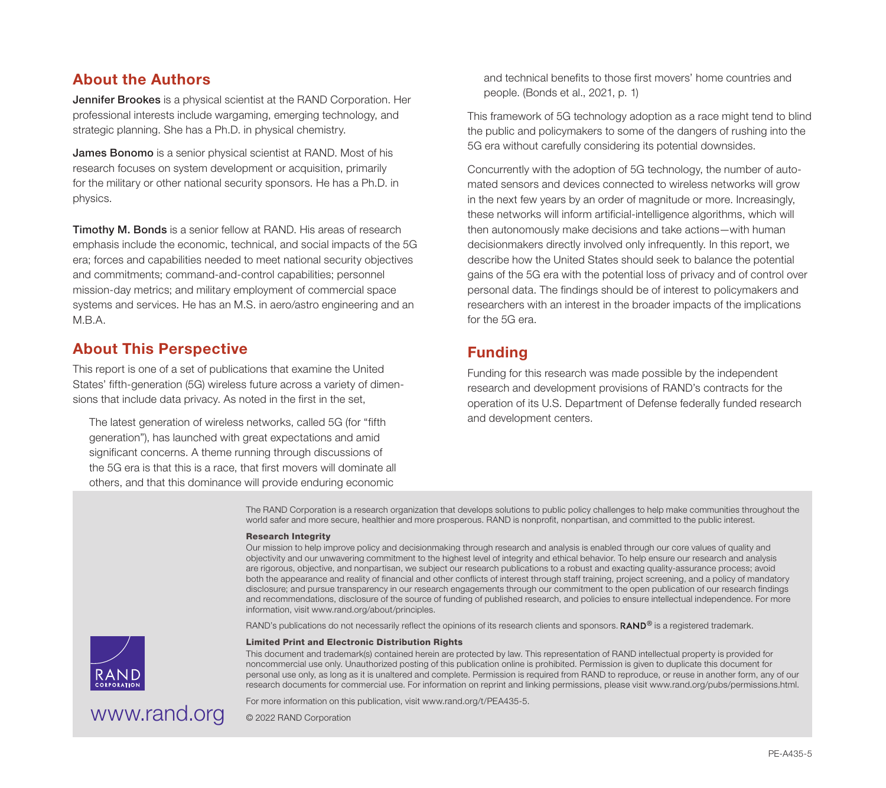## About the Authors

**Jennifer Brookes** is a physical scientist at the RAND Corporation. Her professional interests include wargaming, emerging technology, and strategic planning. She has a Ph.D. in physical chemistry.

**James Bonomo** is a senior physical scientist at RAND. Most of his research focuses on system development or acquisition, primarily for the military or other national security sponsors. He has a Ph.D. in physics.

**Timothy M. Bonds** is a senior fellow at RAND. His areas of research emphasis include the economic, technical, and social impacts of the 5G era; forces and capabilities needed to meet national security objectives and commitments; command-and-control capabilities; personnel mission-day metrics; and military employment of commercial space systems and services. He has an M.S. in aero/astro engineering and an M.B.A.

## About This Perspective

This report is one of a set of publications that examine the United States' fifth-generation (5G) wireless future across a variety of dimensions that include data privacy. As noted in the first in the set,

> The latest generation of wireless networks, called 5G (for "fifth generation"), has launched with great expectations and amid significant concerns. A theme running through discussions of the 5G era is that this is a race, that first movers will dominate all others, and that this dominance will provide enduring economic and technical benefits to those first movers' home countries and people. (Bonds et al., 2021, p. 1)

This framework of 5G technology adoption as a race might tend to blind the public and policymakers to some of the dangers of rushing into the 5G era without carefully considering its potential downsides.

Concurrently with the adoption of 5G technology, the number of automated sensors and devices connected to wireless networks will grow in the next few years by an order of magnitude or more. Increasingly, these networks will inform artificial-intelligence algorithms, which will then autonomously make decisions and take actions—with human decisionmakers directly involved only infrequently. In this report, we describe how the United States should seek to balance the potential gains of the 5G era with the potential loss of privacy and of control over personal data. The findings should be of interest to policymakers and researchers with an interest in the broader impacts of the implications for the 5G era.

## Funding

Funding for this research was made possible by the independent research and development provisions of RAND's contracts for the operation of its U.S. Department of Defense federally funded research and development centers.

The RAND Corporation is a research organization that develops solutions to public policy challenges to help make communities throughout the world safer and more secure, healthier and more prosperous. RAND is nonprofit, nonpartisan, and committed to the public interest.

**Research Integrity**

Our mission to help improve policy and decisionmaking through research and analysis is enabled through our core values of quality and objectivity and our unwavering commitment to the highest level of integrity and ethical behavior. To help ensure our research and analysis are rigorous, objective, and nonpartisan, we subject our research publications to a robust and exacting quality-assurance process; avoid both the appearance and reality of financial and other conflicts of interest through staff training, project screening, and a policy of mandatory disclosure; and pursue transparency in our research engagements through our commitment to the open publication of our research findings and recommendations, disclosure of the source of funding of published research, and policies to ensure intellectual independence. For more information, visit www.rand.org/about/principles.

RAND's publications do not necessarily reflect the opinions of its research clients and sponsors. RAND® is a registered trademark.

**Limited Print and Electronic Distribution Rights**

This document and trademark(s) contained herein are protected by law. This representation of RAND intellectual property is provided for noncommercial use only. Unauthorized posting of this publication online is prohibited. Permission is given to duplicate this document for personal use only, as long as it is unaltered and complete. Permission is required from RAND to reproduce, or reuse in another form, any of our research documents for commercial use. For information on reprint and linking permissions, please visit www.rand.org/pubs/permissions.html.

For more information on this publication, visit www.rand.org/t/PEA435-5.

© 2022 RAND Corporation

RAND CORPORATION

www.rand.org

PE-A435-5